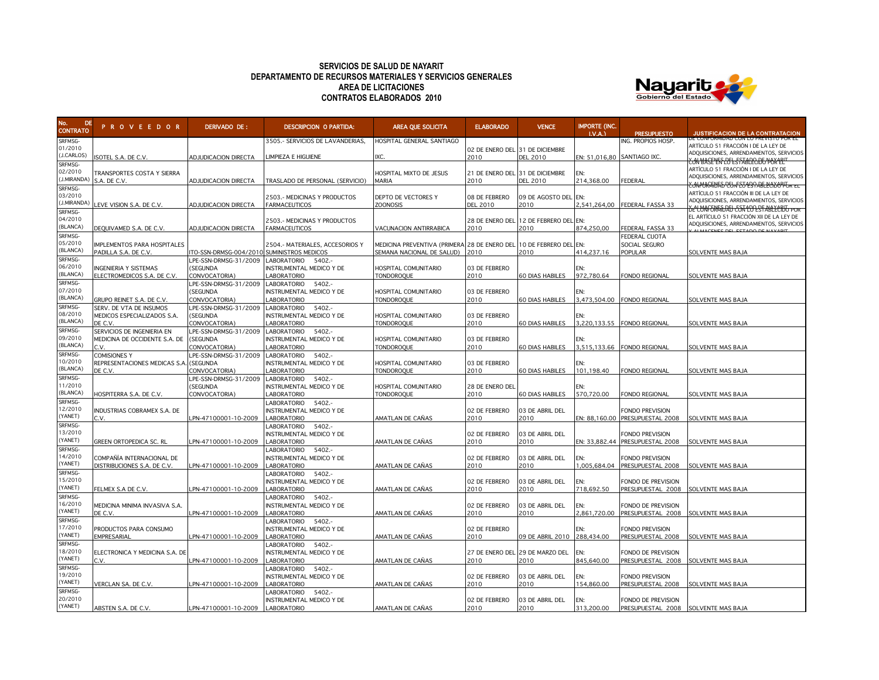# SERVICIOS DE SALUD DE NAYARIT
## DEPARTAMENTO DE RECURSOS MATERIALES Y SERVICIOS GENERALES
## AREA DE LICITACIONES
## CONTRATOS ELABORADOS 2010

| No. DE CONTRATO | PROVEEDOR | DERIVADO DE : | DESCRIPCION O PARTIDA: | AREA QUE SOLICITA | ELABORADO | VENCE | IMPORTE (INC. I.V.A.) | PRESUPUESTO | JUSTIFICACION DE LA CONTRATACION |
|---|---|---|---|---|---|---|---|---|---|
| SRFMSG-01/2010 (J.CARLOS) | ISOTEL S.A. DE C.V. | ADJUDICACION DIRECTA | 3505.- SERVICIOS DE LAVANDERIAS, LIMPIEZA E HIGUIENE | HOSPITAL GENERAL SANTIAGO IXC. | 02 DE ENERO DEL 2010 | 31 DE DICIEMBRE DEL 2010 | EN: 51,016,80 | ING. PROPIOS HOSP. SANTIAGO IXC. | DE CONFORMIDAD CON LO PREVISTO POR EL ARTÍCULO 51 FRACCIÓN I DE LA LEY DE ADQUISICIONES, ARRENDAMIENTOS, SERVICIOS Y ALMACENES DEL ESTADO DE NAYARIT |
| SRFMSG-02/2010 (J.MIRANDA) | TRANSPORTES COSTA Y SIERRA S.A. DE C.V. | ADJUDICACION DIRECTA | TRASLADO DE PERSONAL (SERVICIO) | HOSPITAL MIXTO DE JESUS MARIA | 21 DE ENERO DEL 2010 | 31 DE DICIEMBRE DEL 2010 | EN: 214,368.00 | FEDERAL | CON BASE EN LO ESTABLECIDO POR EL ARTÍCULO 51 FRACCIÓN I DE LA LEY DE ADQUISICIONES, ARRENDAMIENTOS, SERVICIOS Y ALMACENES DEL ESTADO DE NAYARIT |
| SRFMSG-03/2010 (J.MIRANDA) | LEVE VISION S.A. DE C.V. | ADJUDICACION DIRECTA | 2503.- MEDICINAS Y PRODUCTOS FARMACEUTICOS | DEPTO DE VECTORES Y ZOONOSIS | 08 DE FEBRERO DEL 2010 | 09 DE AGOSTO DEL 2010 | EN: 2,541,264,00 | FEDERAL FASSA 33 | DE CONFORMIDAD CON LO ESTABLECIDO POR EL ARTÍCULO 51 FRACCIÓN III DE LA LEY DE ADQUISICIONES, ARRENDAMIENTOS, SERVICIOS Y ALMACENES DEL ESTADO DE NAYARIT |
| SRFMSG-04/2010 (BLANCA) | DEQUIVAMED S.A. DE C.V. | ADJUDICACION DIRECTA | 2503.- MEDICINAS Y PRODUCTOS FARMACEUTICOS | VACUNACION ANTIRRABICA | 28 DE ENERO DEL 2010 | 12 DE FEBRERO DEL 2010 | EN: 874,250,00 | FEDERAL FASSA 33 | DE CONFORMIDAD CON LO ESTABLECIDO POR EL ARTÍCULO 51 FRACCIÓN XII DE LA LEY DE ADQUISICIONES, ARRENDAMIENTOS, SERVICIOS Y ALMACENES DEL ESTADO DE NAYARIT |
| SRFMSG-05/2010 (BLANCA) | IMPLEMENTOS PARA HOSPITALES PADILLA S.A. DE C.V. | ITO-SSN-DRMSG-004/2010 | 2504.- MATERIALES, ACCESORIOS Y SUMINISTROS MEDICOS | MEDICINA PREVENTIVA (PRIMERA SEMANA NACIONAL DE SALUD) | 28 DE ENERO DEL 2010 | 10 DE FEBRERO DEL 2010 | EN: 414,237.16 | FEDERAL CUOTA SOCIAL SEGURO POPULAR | SOLVENTE MAS BAJA |
| SRFMSG-06/2010 (BLANCA) | INGENIERIA Y SISTEMAS ELECTROMEDICOS S.A. DE C.V. | LPE-SSN-DRMSG-31/2009 (SEGUNDA CONVOCATORIA) | LABORATORIO 5402.- INSTRUMENTAL MEDICO Y DE LABORATORIO | HOSPITAL COMUNITARIO TONDOROQUE | 03 DE FEBRERO 2010 | 60 DIAS HABILES | EN: 972,780.64 | FONDO REGIONAL | SOLVENTE MAS BAJA |
| SRFMSG-07/2010 (BLANCA) | GRUPO REINET S.A. DE C.V. | LPE-SSN-DRMSG-31/2009 (SEGUNDA CONVOCATORIA) | LABORATORIO 5402.- INSTRUMENTAL MEDICO Y DE LABORATORIO | HOSPITAL COMUNITARIO TONDOROQUE | 03 DE FEBRERO 2010 | 60 DIAS HABILES | EN: 3,473,504.00 | FONDO REGIONAL | SOLVENTE MAS BAJA |
| SRFMSG-08/2010 (BLANCA) | SERV. DE VTA DE INSUMOS MEDICOS ESPECIALIZADOS S.A. DE C.V. | LPE-SSN-DRMSG-31/2009 (SEGUNDA CONVOCATORIA) | LABORATORIO 5402.- INSTRUMENTAL MEDICO Y DE LABORATORIO | HOSPITAL COMUNITARIO TONDOROQUE | 03 DE FEBRERO 2010 | 60 DIAS HABILES | EN: 3,220,133.55 | FONDO REGIONAL | SOLVENTE MAS BAJA |
| SRFMSG-09/2010 (BLANCA) | SERVICIOS DE INGENIERIA EN MEDICINA DE OCCIDENTE S.A. DE C.V. | LPE-SSN-DRMSG-31/2009 (SEGUNDA CONVOCATORIA) | LABORATORIO 5402.- INSTRUMENTAL MEDICO Y DE LABORATORIO | HOSPITAL COMUNITARIO TONDOROQUE | 03 DE FEBRERO 2010 | 60 DIAS HABILES | EN: 3,515,133.66 | FONDO REGIONAL | SOLVENTE MAS BAJA |
| SRFMSG-10/2010 (BLANCA) | COMISIONES Y REPRESENTACIONES MEDICAS S.A. DE C.V. | LPE-SSN-DRMSG-31/2009 (SEGUNDA CONVOCATORIA) | LABORATORIO 5402.- INSTRUMENTAL MEDICO Y DE LABORATORIO | HOSPITAL COMUNITARIO TONDOROQUE | 03 DE FEBRERO 2010 | 60 DIAS HABILES | EN: 101,198.40 | FONDO REGIONAL | SOLVENTE MAS BAJA |
| SRFMSG-11/2010 (BLANCA) | HOSPITERRA S.A. DE C.V. | LPE-SSN-DRMSG-31/2009 (SEGUNDA CONVOCATORIA) | LABORATORIO 5402.- INSTRUMENTAL MEDICO Y DE LABORATORIO | HOSPITAL COMUNITARIO TONDOROQUE | 28 DE ENERO DEL 2010 | 60 DIAS HABILES | EN: 570,720.00 | FONDO REGIONAL | SOLVENTE MAS BAJA |
| SRFMSG-12/2010 (YANET) | INDUSTRIAS COBRAMEX S.A. DE C.V. | LPN-47100001-10-2009 | LABORATORIO 5402.- INSTRUMENTAL MEDICO Y DE LABORATORIO | AMATLAN DE CAÑAS | 02 DE FEBRERO 2010 | 03 DE ABRIL DEL 2010 | EN: 88,160.00 | FONDO PREVISION PRESUPUESTAL 2008 | SOLVENTE MAS BAJA |
| SRFMSG-13/2010 (YANET) | GREEN ORTOPEDICA SC. RL | LPN-47100001-10-2009 | LABORATORIO 5402.- INSTRUMENTAL MEDICO Y DE LABORATORIO | AMATLAN DE CAÑAS | 02 DE FEBRERO 2010 | 03 DE ABRIL DEL 2010 | EN: 33,882.44 | FONDO PREVISION PRESUPUESTAL 2008 | SOLVENTE MAS BAJA |
| SRFMSG-14/2010 (YANET) | COMPAÑIA INTERNACIONAL DE DISTRIBUCIONES S.A. DE C.V. | LPN-47100001-10-2009 | LABORATORIO 5402.- INSTRUMENTAL MEDICO Y DE LABORATORIO | AMATLAN DE CAÑAS | 02 DE FEBRERO 2010 | 03 DE ABRIL DEL 2010 | EN: 1,005,684.04 | FONDO PREVISION PRESUPUESTAL 2008 | SOLVENTE MAS BAJA |
| SRFMSG-15/2010 (YANET) | FELMEX S.A DE C.V. | LPN-47100001-10-2009 | LABORATORIO 5402.- INSTRUMENTAL MEDICO Y DE LABORATORIO | AMATLAN DE CAÑAS | 02 DE FEBRERO 2010 | 03 DE ABRIL DEL 2010 | EN: 718,692.50 | FONDO DE PREVISION PRESUPUESTAL 2008 | SOLVENTE MAS BAJA |
| SRFMSG-16/2010 (YANET) | MEDICINA MINIMA INVASIVA S.A. DE C.V. | LPN-47100001-10-2009 | LABORATORIO 5402.- INSTRUMENTAL MEDICO Y DE LABORATORIO | AMATLAN DE CAÑAS | 02 DE FEBRERO 2010 | 03 DE ABRIL DEL 2010 | EN: 2,861,720.00 | FONDO DE PREVISION PRESUPUESTAL 2008 | SOLVENTE MAS BAJA |
| SRFMSG-17/2010 (YANET) | PRODUCTOS PARA CONSUMO EMPRESARIAL | LPN-47100001-10-2009 | LABORATORIO 5402.- INSTRUMENTAL MEDICO Y DE LABORATORIO | AMATLAN DE CAÑAS | 02 DE FEBRERO 2010 | 09 DE ABRIL 2010 | EN: 288,434.00 | FONDO PREVISION PRESUPUESTAL 2008 | SOLVENTE MAS BAJA |
| SRFMSG-18/2010 (YANET) | ELECTRONICA Y MEDICINA S.A. DE C.V. | LPN-47100001-10-2009 | LABORATORIO 5402.- INSTRUMENTAL MEDICO Y DE LABORATORIO | AMATLAN DE CAÑAS | 27 DE ENERO DEL 2010 | 29 DE MARZO DEL 2010 | EN: 845,640.00 | FONDO DE PREVISION PRESUPUESTAL 2008 | SOLVENTE MAS BAJA |
| SRFMSG-19/2010 (YANET) | VERCLAN SA. DE C.V. | LPN-47100001-10-2009 | LABORATORIO 5402.- INSTRUMENTAL MEDICO Y DE LABORATORIO | AMATLAN DE CAÑAS | 02 DE FEBRERO 2010 | 03 DE ABRIL DEL 2010 | EN: 154,860.00 | FONDO PREVISION PRESUPUESTAL 2008 | SOLVENTE MAS BAJA |
| SRFMSG-20/2010 (YANET) | ABSTEN S.A. DE C.V. | LPN-47100001-10-2009 | LABORATORIO 5402.- INSTRUMENTAL MEDICO Y DE LABORATORIO | AMATLAN DE CAÑAS | 02 DE FEBRERO 2010 | 03 DE ABRIL DEL 2010 | EN: 313,200.00 | FONDO DE PREVISION PRESUPUESTAL 2008 | SOLVENTE MAS BAJA |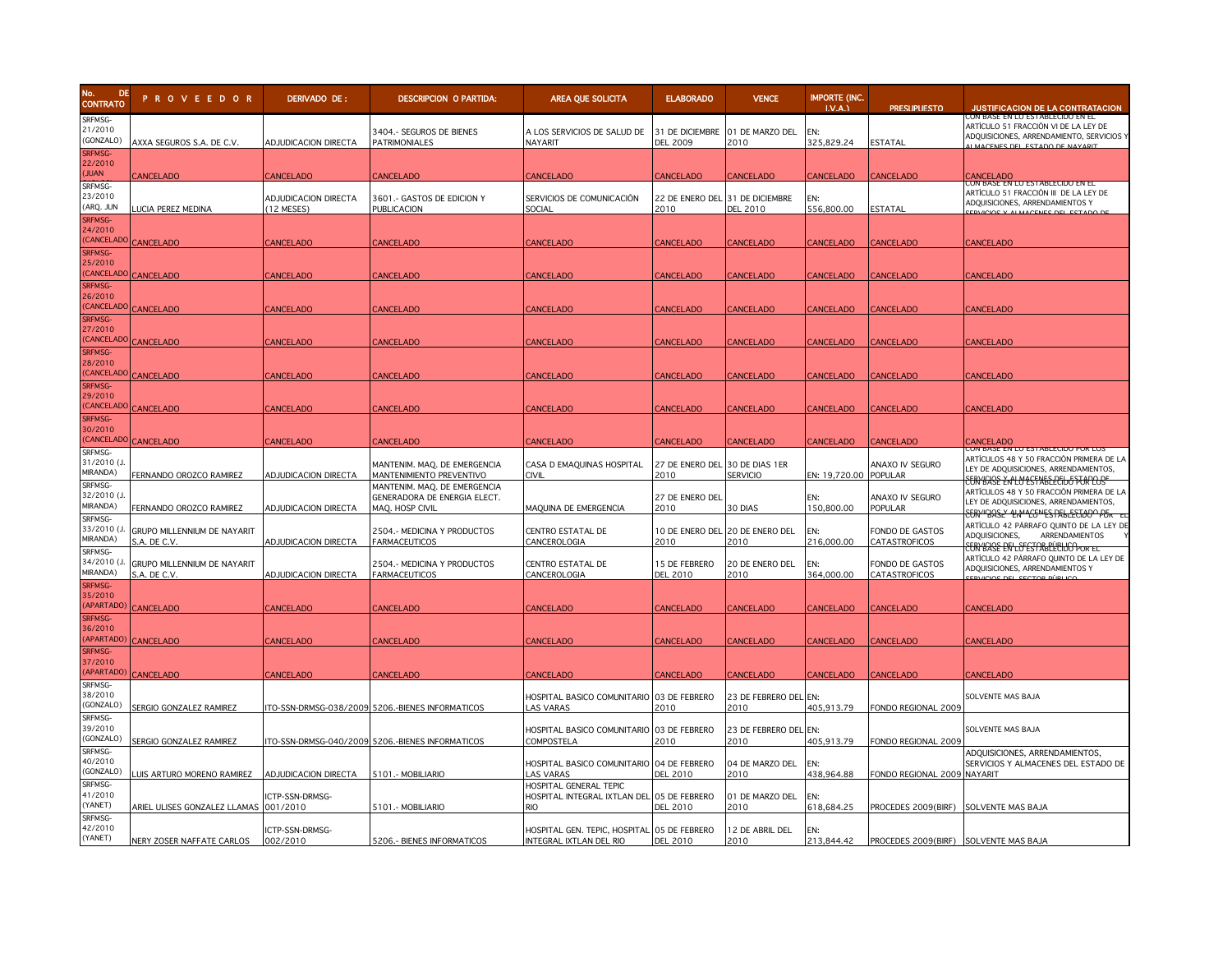| No. DE CONTRATO | P R O V E E D O R | DERIVADO DE : | DESCRIPCION O PARTIDA: | AREA QUE SOLICITA | ELABORADO | VENCE | IMPORTE (INC. I.V.A.) | PRESUPUESTO | JUSTIFICACION DE LA CONTRATACION |
|---|---|---|---|---|---|---|---|---|---|
| SRFMSG-21/2010 (GONZALO) | AXXA SEGUROS S.A. DE C.V. | ADJUDICACION DIRECTA | 3404.- SEGUROS DE BIENES PATRIMONIALES | A LOS SERVICIOS DE SALUD DE NAYARIT | 31 DE DICIEMBRE DEL 2009 | 01 DE MARZO DEL 2010 | EN: 325,829.24 | ESTATAL | CON BASE EN LO ESTABLECIDO EN EL ARTÍCULO 51 FRACCIÓN VI DE LA LEY DE ADQUISICIONES, ARRENDAMIENTO, SERVICIOS Y ALMACENES DEL ESTADO DE NAYARIT |
| SRFMSG-22/2010 (JUAN | CANCELADO | CANCELADO | CANCELADO | CANCELADO | CANCELADO | CANCELADO | CANCELADO | CANCELADO | CANCELADO |
| SRFMSG-23/2010 (ARQ. JUN | LUCIA PEREZ MEDINA | ADJUDICACION DIRECTA (12 MESES) | 3601.- GASTOS DE EDICION Y PUBLICACION | SERVICIOS DE COMUNICACIÓN SOCIAL | 22 DE ENERO DEL 2010 | 31 DE DICIEMBRE DEL 2010 | EN: 556,800.00 | ESTATAL | CON BASE EN LO ESTABLECIDO EN EL ARTÍCULO 51 FRACCIÓN III DE LA LEY DE ADQUISICIONES, ARRENDAMIENTOS Y SERVICIOS Y ALMACENES DEL ESTADO DE |
| SRFMSG-24/2010 (CANCELADO | CANCELADO | CANCELADO | CANCELADO | CANCELADO | CANCELADO | CANCELADO | CANCELADO | CANCELADO | CANCELADO |
| SRFMSG-25/2010 (CANCELADO | CANCELADO | CANCELADO | CANCELADO | CANCELADO | CANCELADO | CANCELADO | CANCELADO | CANCELADO | CANCELADO |
| SRFMSG-26/2010 (CANCELADO | CANCELADO | CANCELADO | CANCELADO | CANCELADO | CANCELADO | CANCELADO | CANCELADO | CANCELADO | CANCELADO |
| SRFMSG-27/2010 (CANCELADO | CANCELADO | CANCELADO | CANCELADO | CANCELADO | CANCELADO | CANCELADO | CANCELADO | CANCELADO | CANCELADO |
| SRFMSG-28/2010 (CANCELADO | CANCELADO | CANCELADO | CANCELADO | CANCELADO | CANCELADO | CANCELADO | CANCELADO | CANCELADO | CANCELADO |
| SRFMSG-29/2010 (CANCELADO | CANCELADO | CANCELADO | CANCELADO | CANCELADO | CANCELADO | CANCELADO | CANCELADO | CANCELADO | CANCELADO |
| SRFMSG-30/2010 (CANCELADO | CANCELADO | CANCELADO | CANCELADO | CANCELADO | CANCELADO | CANCELADO | CANCELADO | CANCELADO | CANCELADO |
| SRFMSG-31/2010 (J. MIRANDA) | FERNANDO OROZCO RAMIREZ | ADJUDICACION DIRECTA | MANTENIM. MAQ. DE EMERGENCIA MANTENIMIENTO PREVENTIVO | CASA D EMAQUINAS HOSPITAL CIVIL | 27 DE ENERO DEL 2010 | 30 DE DIAS 1ER SERVICIO | EN: 19,720.00 | ANAXO IV SEGURO POPULAR | CON BASE EN LO ESTABLECIDO POR LOS ARTÍCULOS 48 Y 50 FRACCIÓN PRIMERA DE LA LEY DE ADQUISICIONES, ARRENDAMIENTOS, SERVICIOS Y ALMACENES DEL ESTADO DE |
| SRFMSG-32/2010 (J. MIRANDA) | FERNANDO OROZCO RAMIREZ | ADJUDICACION DIRECTA | MANTENIM. MAQ. DE EMERGENCIA GENERADORA DE ENERGIA ELECT. MAQ. HOSP CIVIL | MAQUINA DE EMERGENCIA | 27 DE ENERO DEL 2010 | 30 DIAS | EN: 150,800.00 | ANAXO IV SEGURO POPULAR | CON BASE EN LO ESTABLECIDO POR LOS ARTÍCULOS 48 Y 50 FRACCIÓN PRIMERA DE LA LEY DE ADQUISICIONES, ARRENDAMIENTOS, SERVICIOS Y ALMACENES DEL ESTADO DE |
| SRFMSG-33/2010 (J. MIRANDA) | GRUPO MILLENNIUM DE NAYARIT S.A. DE C.V. | ADJUDICACION DIRECTA | 2504.- MEDICINA Y PRODUCTOS FARMACEUTICOS | CENTRO ESTATAL DE CANCEROLOGIA | 10 DE ENERO DEL 2010 | 20 DE ENERO DEL 2010 | EN: 216,000.00 | FONDO DE GASTOS CATASTROFICOS | CON BASE EN LO ESTABLECIDO POR EL ARTÍCULO 42 PÁRRAFO QUINTO DE LA LEY DE ADQUISICIONES, ARRENDAMIENTOS Y SERVICIOS DEL SECTOR PÚBLICO |
| SRFMSG-34/2010 (J. MIRANDA) | GRUPO MILLENNIUM DE NAYARIT S.A. DE C.V. | ADJUDICACION DIRECTA | 2504.- MEDICINA Y PRODUCTOS FARMACEUTICOS | CENTRO ESTATAL DE CANCEROLOGIA | 15 DE FEBRERO DEL 2010 | 20 DE ENERO DEL 2010 | EN: 364,000.00 | FONDO DE GASTOS CATASTROFICOS | CON BASE EN LO ESTABLECIDO POR EL ARTÍCULO 42 PÁRRAFO QUINTO DE LA LEY DE ADQUISICIONES, ARRENDAMIENTOS Y SERVICIOS DEL SECTOR PÚBLICO |
| SRFMSG-35/2010 (APARTADO) | CANCELADO | CANCELADO | CANCELADO | CANCELADO | CANCELADO | CANCELADO | CANCELADO | CANCELADO | CANCELADO |
| SRFMSG-36/2010 (APARTADO) | CANCELADO | CANCELADO | CANCELADO | CANCELADO | CANCELADO | CANCELADO | CANCELADO | CANCELADO | CANCELADO |
| SRFMSG-37/2010 (APARTADO) | CANCELADO | CANCELADO | CANCELADO | CANCELADO | CANCELADO | CANCELADO | CANCELADO | CANCELADO | CANCELADO |
| SRFMSG-38/2010 (GONZALO) | SERGIO GONZALEZ RAMIREZ | ITO-SSN-DRMSG-038/2009 | 5206.-BIENES INFORMATICOS | HOSPITAL BASICO COMUNITARIO LAS VARAS | 03 DE FEBRERO 2010 | 23 DE FEBRERO DEL 2010 | EN: 405,913.79 | FONDO REGIONAL 2009 | SOLVENTE MAS BAJA |
| SRFMSG-39/2010 (GONZALO) | SERGIO GONZALEZ RAMIREZ | ITO-SSN-DRMSG-040/2009 | 5206.-BIENES INFORMATICOS | HOSPITAL BASICO COMUNITARIO COMPOSTELA | 03 DE FEBRERO 2010 | 23 DE FEBRERO DEL 2010 | EN: 405,913.79 | FONDO REGIONAL 2009 | SOLVENTE MAS BAJA |
| SRFMSG-40/2010 (GONZALO) | LUIS ARTURO MORENO RAMIREZ | ADJUDICACION DIRECTA | 5101.- MOBILIARIO | HOSPITAL BASICO COMUNITARIO LAS VARAS | 04 DE FEBRERO DEL 2010 | 04 DE MARZO DEL 2010 | EN: 438,964.88 | FONDO REGIONAL 2009 | ADQUISICIONES, ARRENDAMIENTOS, SERVICIOS Y ALMACENES DEL ESTADO DE NAYARIT |
| SRFMSG-41/2010 (YANET) | ARIEL ULISES GONZALEZ LLAMAS | ICTP-SSN-DRMSG-001/2010 | 5101.- MOBILIARIO | HOSPITAL GENERAL TEPIC HOSPITAL INTEGRAL IXTLAN DEL RIO | 05 DE FEBRERO DEL 2010 | 01 DE MARZO DEL 2010 | EN: 618,684.25 | PROCEDES 2009(BIRF) | SOLVENTE MAS BAJA |
| SRFMSG-42/2010 (YANET) | NERY ZOSER NAFFATE CARLOS | ICTP-SSN-DRMSG-002/2010 | 5206.- BIENES INFORMATICOS | HOSPITAL GEN. TEPIC, HOSPITAL INTEGRAL IXTLAN DEL RIO | 05 DE FEBRERO DEL 2010 | 12 DE ABRIL DEL 2010 | EN: 213,844.42 | PROCEDES 2009(BIRF) | SOLVENTE MAS BAJA |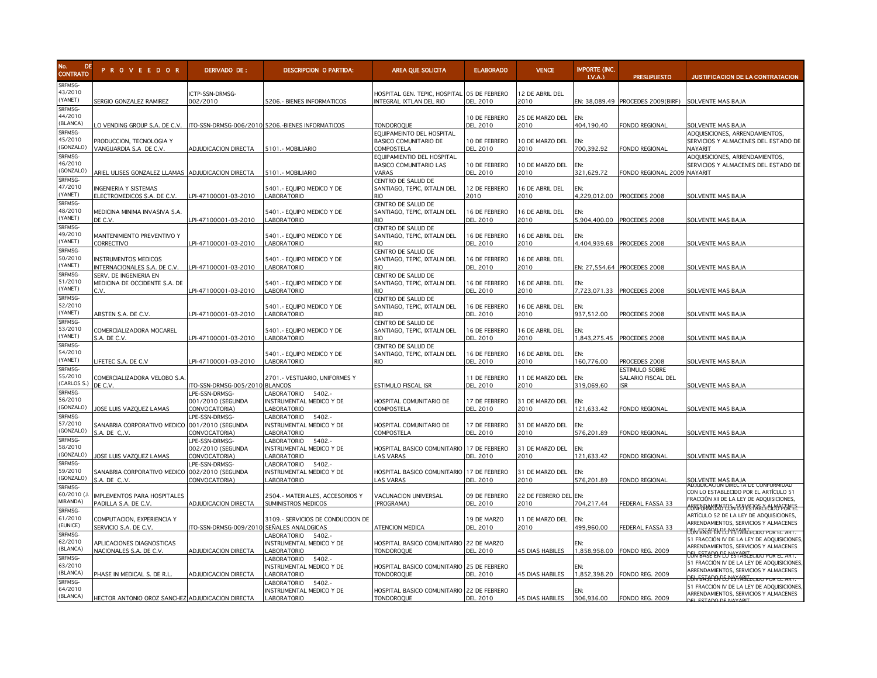| No. DE CONTRATO | P R O V E E D O R | DERIVADO DE : | DESCRIPCION O PARTIDA: | AREA QUE SOLICITA | ELABORADO | VENCE | IMPORTE (INC. I.V.A.) | PRESUPUESTO | JUSTIFICACION DE LA CONTRATACION |
|---|---|---|---|---|---|---|---|---|---|
| SRFMSG-43/2010 (YANET) | SERGIO GONZALEZ RAMIREZ | ICTP-SSN-DRMSG-002/2010 | 5206.- BIENES INFORMATICOS | HOSPITAL GEN. TEPIC, HOSPITAL INTEGRAL IXTLAN DEL RIO | 05 DE FEBRERO DEL 2010 | 12 DE ABRIL DEL 2010 | EN: 38,089.49 | PROCEDES 2009(BIRF) | SOLVENTE MAS BAJA |
| SRFMSG-44/2010 (BLANCA) | LO VENDING GROUP S.A. DE C.V. | ITO-SSN-DRMSG-006/2010 | 5206.-BIENES INFORMATICOS | TONDOROQUE | 10 DE FEBRERO DEL 2010 | 25 DE MARZO DEL 2010 | EN: 404,190.40 | FONDO REGIONAL | SOLVENTE MAS BAJA |
| SRFMSG-45/2010 (GONZALO) | PRODUCCION, TECNOLOGIA Y VANGUARDIA S.A DE C.V. | ADJUDICACION DIRECTA | 5101.- MOBILIARIO | EQUIPAMEINTO DEL HOSPITAL BASICO COMUNITARIO DE COMPOSTELA | 10 DE FEBRERO DEL 2010 | 10 DE MARZO DEL 2010 | EN: 700,392.92 | FONDO REGIONAL | ADQUISICIONES, ARRENDAMIENTOS, SERVICIOS Y ALMACENES DEL ESTADO DE NAYARIT |
| SRFMSG-46/2010 (GONZALO) | ARIEL ULISES GONZALEZ LLAMAS | ADJUDICACION DIRECTA | 5101.- MOBILIARIO | EQUIPAMIENTIO DEL HOSPITAL BASICO COMUNITARIO LAS VARAS | 10 DE FEBRERO DEL 2010 | 10 DE MARZO DEL 2010 | EN: 321,629.72 | FONDO REGIONAL 2009 | ADQUISICIONES, ARRENDAMIENTOS, SERVICIOS Y ALMACENES DEL ESTADO DE NAYARIT |
| SRFMSG-47/2010 (YANET) | INGENIERIA Y SISTEMAS ELECTROMEDICOS S.A. DE C.V. | LPI-47100001-03-2010 | 5401.- EQUIPO MEDICO Y DE LABORATORIO | CENTRO DE SALUD DE SANTIAGO, TEPIC, IXTLAN DEL RIO | 12 DE FEBRERO 2010 | 16 DE ABRIL DEL 2010 | EN: 4,229,012.00 | PROCEDES 2008 | SOLVENTE MAS BAJA |
| SRFMSG-48/2010 (YANET) | MEDICINA MINIMA INVASIVA S.A. DE C.V. | LPI-47100001-03-2010 | 5401.- EQUIPO MEDICO Y DE LABORATORIO | CENTRO DE SALUD DE SANTIAGO, TEPIC, IXTLAN DEL RIO | 16 DE FEBRERO DEL 2010 | 16 DE ABRIL DEL 2010 | EN: 5,904,400.00 | PROCEDES 2008 | SOLVENTE MAS BAJA |
| SRFMSG-49/2010 (YANET) | MANTENIMIENTO PREVENTIVO Y CORRECTIVO | LPI-47100001-03-2010 | 5401.- EQUIPO MEDICO Y DE LABORATORIO | CENTRO DE SALUD DE SANTIAGO, TEPIC, IXTLAN DEL RIO | 16 DE FEBRERO DEL 2010 | 16 DE ABRIL DEL 2010 | EN: 4,404,939.68 | PROCEDES 2008 | SOLVENTE MAS BAJA |
| SRFMSG-50/2010 (YANET) | INSTRUMENTOS MEDICOS INTERNACIONALES S.A. DE C.V. | LPI-47100001-03-2010 | 5401.- EQUIPO MEDICO Y DE LABORATORIO | CENTRO DE SALUD DE SANTIAGO, TEPIC, IXTLAN DEL RIO | 16 DE FEBRERO DEL 2010 | 16 DE ABRIL DEL 2010 | EN: 27,554.64 | PROCEDES 2008 | SOLVENTE MAS BAJA |
| SRFMSG-51/2010 (YANET) | SERV. DE INGENIERIA EN MEDICINA DE OCCIDENTE S.A. DE C.V. | LPI-47100001-03-2010 | 5401.- EQUIPO MEDICO Y DE LABORATORIO | CENTRO DE SALUD DE SANTIAGO, TEPIC, IXTLAN DEL RIO | 16 DE FEBRERO DEL 2010 | 16 DE ABRIL DEL 2010 | EN: 7,723,071.33 | PROCEDES 2008 | SOLVENTE MAS BAJA |
| SRFMSG-52/2010 (YANET) | ABSTEN S.A. DE C.V. | LPI-47100001-03-2010 | 5401.- EQUIPO MEDICO Y DE LABORATORIO | CENTRO DE SALUD DE SANTIAGO, TEPIC, IXTLAN DEL RIO | 16 DE FEBRERO DEL 2010 | 16 DE ABRIL DEL 2010 | EN: 937,512.00 | PROCEDES 2008 | SOLVENTE MAS BAJA |
| SRFMSG-53/2010 (YANET) | COMERCIALIZADORA MOCAREL S.A. DE C.V. | LPI-47100001-03-2010 | 5401.- EQUIPO MEDICO Y DE LABORATORIO | CENTRO DE SALUD DE SANTIAGO, TEPIC, IXTLAN DEL RIO | 16 DE FEBRERO DEL 2010 | 16 DE ABRIL DEL 2010 | EN: 1,843,275.45 | PROCEDES 2008 | SOLVENTE MAS BAJA |
| SRFMSG-54/2010 (YANET) | LIFETEC S.A. DE C.V | LPI-47100001-03-2010 | 5401.- EQUIPO MEDICO Y DE LABORATORIO | CENTRO DE SALUD DE SANTIAGO, TEPIC, IXTLAN DEL RIO | 16 DE FEBRERO DEL 2010 | 16 DE ABRIL DEL 2010 | EN: 160,776.00 | PROCEDES 2008 | SOLVENTE MAS BAJA |
| SRFMSG-55/2010 (CARLOS S.) | COMERCIALIZADORA VELOBO S.A. DE C.V. | ITO-SSN-DRMSG-005/2010 | 2701.- VESTUARIO, UNIFORMES Y BLANCOS | ESTIMULO FISCAL ISR | 11 DE FEBRERO DEL 2010 | 11 DE MARZO DEL 2010 | EN: 319,069.60 | ESTIMULO SOBRE SALARIO FISCAL DEL ISR | SOLVENTE MAS BAJA |
| SRFMSG-56/2010 (GONZALO) | JOSE LUIS VAZQUEZ LAMAS | LPE-SSN-DRMSG-001/2010 (SEGUNDA CONVOCATORIA) | LABORATORIO 5402.- INSTRUMENTAL MEDICO Y DE LABORATORIO | HOSPITAL COMUNITARIO DE COMPOSTELA | 17 DE FEBRERO DEL 2010 | 31 DE MARZO DEL 2010 | EN: 121,633.42 | FONDO REGIONAL | SOLVENTE MAS BAJA |
| SRFMSG-57/2010 (GONZALO) | SANABRIA CORPORATIVO MEDICO S.A. DE C,.V. | LPE-SSN-DRMSG-001/2010 (SEGUNDA CONVOCATORIA) | LABORATORIO 5402.- INSTRUMENTAL MEDICO Y DE LABORATORIO | HOSPITAL COMUNITARIO DE COMPOSTELA | 17 DE FEBRERO DEL 2010 | 31 DE MARZO DEL 2010 | EN: 576,201.89 | FONDO REGIONAL | SOLVENTE MAS BAJA |
| SRFMSG-58/2010 (GONZALO) | JOSE LUIS VAZQUEZ LAMAS | LPE-SSN-DRMSG-002/2010 (SEGUNDA CONVOCATORIA) | LABORATORIO 5402.- INSTRUMENTAL MEDICO Y DE LABORATORIO | HOSPITAL BASICO COMUNITARIO LAS VARAS | 17 DE FEBRERO DEL 2010 | 31 DE MARZO DEL 2010 | EN: 121,633.42 | FONDO REGIONAL | SOLVENTE MAS BAJA |
| SRFMSG-59/2010 (GONZALO) | SANABRIA CORPORATIVO MEDICO S.A. DE C,.V. | LPE-SSN-DRMSG-002/2010 (SEGUNDA CONVOCATORIA) | LABORATORIO 5402.- INSTRUMENTAL MEDICO Y DE LABORATORIO | HOSPITAL BASICO COMUNITARIO LAS VARAS | 17 DE FEBRERO DEL 2010 | 31 DE MARZO DEL 2010 | EN: 576,201.89 | FONDO REGIONAL | SOLVENTE MAS BAJA |
| SRFMSG-60/2010 (J. MIRANDA) | IMPLEMENTOS PARA HOSPITALES PADILLA S.A. DE C.V. | ADJUDICACION DIRECTA | 2504.- MATERIALES, ACCESORIOS Y SUMINISTROS MEDICOS | VACUNACION UNIVERSAL (PROGRAMA) | 09 DE FEBRERO DEL 2010 | 22 DE FEBRERO DEL 2010 | EN: 704,217.44 | FEDERAL FASSA 33 | ADJUDICACION DIRECTA DE CONFORMIDAD CON LO ESTABLECIDO POR EL ARTÍCULO 51 FRACCIÓN XII DE LA LEY DE ADQUISICIONES, ARRENDAMIENTOS, SERVICIOS Y ALMACENES |
| SRFMSG-61/2010 (EUNICE) | COMPUTACION, EXPERIENCIA Y SERVICIO S.A. DE C.V. | ITO-SSN-DRMSG-009/2010 | 3109.- SERVICIOS DE CONDUCCION DE SEÑALES ANALOGICAS | ATENCION MEDICA | 19 DE MARZO DEL 2010 | 11 DE MARZO DEL 2010 | EN: 499,960.00 | FEDERAL FASSA 33 | CONFORMIDAD CON LO ESTABLECIDO POR EL ARTÍCULO 52 DE LA LEY DE ADQUISICIONES, ARRENDAMIENTOS, SERVICIOS Y ALMACENES DEL ESTADO DE NAYARIT |
| SRFMSG-62/2010 (BLANCA) | APLICACIONES DIAGNOSTICAS NACIONALES S.A. DE C.V. | ADJUDICACION DIRECTA | LABORATORIO 5402.- INSTRUMENTAL MEDICO Y DE LABORATORIO | HOSPITAL BASICO COMUNITARIO TONDOROQUE | 22 DE MARZO DEL 2010 | 45 DIAS HABILES | EN: 1,858,958.00 | FONDO REG. 2009 | CON BASE EN LO ESTABLECIDO POR EL ART. 51 FRACCIÓN IV DE LA LEY DE ADQUISICIONES, ARRENDAMIENTOS, SERVICIOS Y ALMACENES DEL ESTADO DE NAYARIT |
| SRFMSG-63/2010 (BLANCA) | PHASE IN MEDICAL S. DE R.L. | ADJUDICACION DIRECTA | LABORATORIO 5402.- INSTRUMENTAL MEDICO Y DE LABORATORIO | HOSPITAL BASICO COMUNITARIO TONDOROQUE | 25 DE FEBRERO DEL 2010 | 45 DIAS HABILES | EN: 1,852,398.20 | FONDO REG. 2009 | CON BASE EN LO ESTABLECIDO POR EL ART. 51 FRACCIÓN IV DE LA LEY DE ADQUISICIONES, ARRENDAMIENTOS, SERVICIOS Y ALMACENES DEL ESTADO DE NAYARIT |
| SRFMSG-64/2010 (BLANCA) | HECTOR ANTONIO OROZ SANCHEZ | ADJUDICACION DIRECTA | LABORATORIO 5402.- INSTRUMENTAL MEDICO Y DE LABORATORIO | HOSPITAL BASICO COMUNITARIO TONDOROQUE | 22 DE FEBRERO DEL 2010 | 45 DIAS HABILES | EN: 306,936.00 | FONDO REG. 2009 | CON BASE EN LO ESTABLECIDO POR EL ART. 51 FRACCIÓN IV DE LA LEY DE ADQUISICIONES, ARRENDAMIENTOS, SERVICIOS Y ALMACENES DEL ESTADO DE NAYARIT |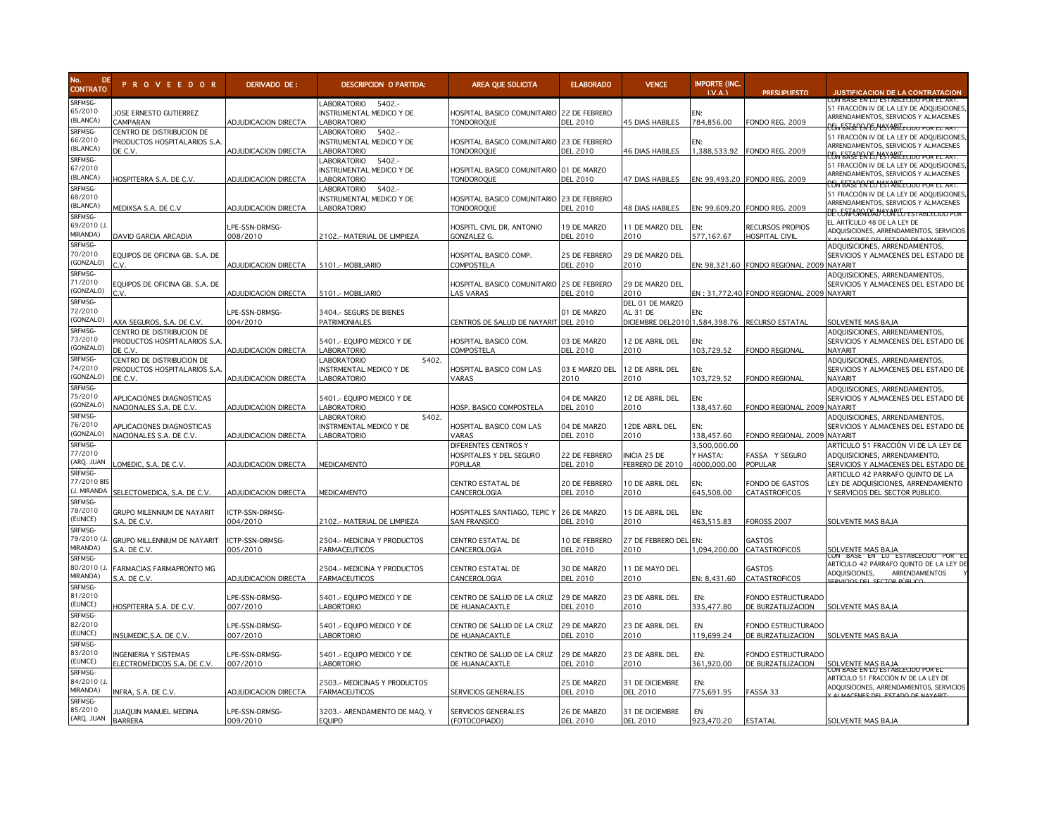| No. DE CONTRATO | P R O V E E D O R | DERIVADO DE : | DESCRIPCION O PARTIDA: | AREA QUE SOLICITA | ELABORADO | VENCE | IMPORTE (INC. I.V.A.) | PRESUPUESTO | JUSTIFICACION DE LA CONTRATACION |
|---|---|---|---|---|---|---|---|---|---|
| SRFMSG-65/2010 (BLANCA) | JOSE ERNESTO GUTIERREZ CAMPARAN | ADJUDICACION DIRECTA | LABORATORIO 5402.- INSTRUMENTAL MEDICO Y DE LABORATORIO | HOSPITAL BASICO COMUNITARIO TONDOROQUE | 22 DE FEBRERO DEL 2010 | 45 DIAS HABILES | EN: 784,856.00 | FONDO REG. 2009 | CON BASE EN LO ESTABLECIDO POR EL ART. 51 FRACCIÓN IV DE LA LEY DE ADQUISICIONES, ARRENDAMIENTOS, SERVICIOS Y ALMACENES DEL ESTADO DE NAYARIT |
| SRFMSG-66/2010 (BLANCA) | CENTRO DE DISTRIBUCION DE PRODUCTOS HOSPITALARIOS S.A. DE C.V. | ADJUDICACION DIRECTA | LABORATORIO 5402.- INSTRUMENTAL MEDICO Y DE LABORATORIO | HOSPITAL BASICO COMUNITARIO TONDOROQUE | 23 DE FEBRERO DEL 2010 | 46 DIAS HABILES | EN: 1,388,533.92 | FONDO REG. 2009 | CON BASE EN LO ESTABLECIDO POR EL ART. 51 FRACCIÓN IV DE LA LEY DE ADQUISICIONES, ARRENDAMIENTOS, SERVICIOS Y ALMACENES DEL ESTADO DE NAYARIT |
| SRFMSG-67/2010 (BLANCA) | HOSPITERRA S.A. DE C.V. | ADJUDICACION DIRECTA | LABORATORIO 5402.- INSTRUMENTAL MEDICO Y DE LABORATORIO | HOSPITAL BASICO COMUNITARIO TONDOROQUE | 01 DE MARZO DEL 2010 | 47 DIAS HABILES | EN: 99,493.20 | FONDO REG. 2009 | CON BASE EN LO ESTABLECIDO POR EL ART. 51 FRACCIÓN IV DE LA LEY DE ADQUISICIONES, ARRENDAMIENTOS, SERVICIOS Y ALMACENES DEL ESTADO DE NAYARIT |
| SRFMSG-68/2010 (BLANCA) | MEDIXSA S.A. DE C.V | ADJUDICACION DIRECTA | LABORATORIO 5402.- INSTRUMENTAL MEDICO Y DE LABORATORIO | HOSPITAL BASICO COMUNITARIO TONDOROQUE | 23 DE FEBRERO DEL 2010 | 48 DIAS HABILES | EN: 99,609.20 | FONDO REG. 2009 | CON BASE EN LO ESTABLECIDO POR EL ART. 51 FRACCIÓN IV DE LA LEY DE ADQUISICIONES, ARRENDAMIENTOS, SERVICIOS Y ALMACENES DEL ESTADO DE NAYARIT |
| SRFMSG-69/2010 (J. MIRANDA) | DAVID GARCIA ARCADIA | LPE-SSN-DRMSG-008/2010 | 2102.- MATERIAL DE LIMPIEZA | HOSPITL CIVIL DR. ANTONIO GONZALEZ G. | 19 DE MARZO DEL 2010 | 11 DE MARZO DEL 2010 | EN: 577,167.67 | RECURSOS PROPIOS HOSPITAL CIVIL | DE CONFORMIDAD CON LO ESTABLECIDO POR EL ARTÍCULO 48 DE LA LEY DE ADQUISICIONES, ARRENDAMIENTOS, SERVICIOS Y ALMACENES DEL ESTADO DE NAYARIT |
| SRFMSG-70/2010 (GONZALO) | EQUIPOS DE OFICINA GB. S.A. DE C.V. | ADJUDICACION DIRECTA | 5101.- MOBILIARIO | HOSPITAL BASICO COMP. COMPOSTELA | 25 DE FEBRERO DEL 2010 | 29 DE MARZO DEL 2010 | EN: 98,321.60 | FONDO REGIONAL 2009 | ADQUISICIONES, ARRENDAMIENTOS, SERVICIOS Y ALMACENES DEL ESTADO DE NAYARIT |
| SRFMSG-71/2010 (GONZALO) | EQUIPOS DE OFICINA GB. S.A. DE C.V. | ADJUDICACION DIRECTA | 5101.- MOBILIARIO | HOSPITAL BASICO COMUNITARIO LAS VARAS | 25 DE FEBRERO DEL 2010 | 29 DE MARZO DEL 2010 | EN : 31,772.40 | FONDO REGIONAL 2009 | ADQUISICIONES, ARRENDAMIENTOS, SERVICIOS Y ALMACENES DEL ESTADO DE NAYARIT |
| SRFMSG-72/2010 (GONZALO) | AXA SEGUROS, S.A. DE C.V. | LPE-SSN-DRMSG-004/2010 | 3404.- SEGURS DE BIENES PATRIMONIALES | CENTROS DE SALUD DE NAYARIT | 01 DE MARZO DEL 2010 | DEL 01 DE MARZO AL 31 DE DICIEMBRE DEL2010 | EN: 1,584,398.76 | RECURSO ESTATAL | SOLVENTE MAS BAJA |
| SRFMSG-73/2010 (GONZALO) | CENTRO DE DISTRIBUCION DE PRODUCTOS HOSPITALARIOS S.A. DE C.V. | ADJUDICACION DIRECTA | 5401.- EQUIPO MEDICO Y DE LABORATORIO | HOSPITAL BASICO COM. COMPOSTELA | 03 DE MARZO DEL 2010 | 12 DE ABRIL DEL 2010 | EN: 103,729.52 | FONDO REGIONAL | ADQUISICIONES, ARRENDAMIENTOS, SERVICIOS Y ALMACENES DEL ESTADO DE NAYARIT |
| SRFMSG-74/2010 (GONZALO) | CENTRO DE DISTRIBUCION DE PRODUCTOS HOSPITALARIOS S.A. DE C.V. | ADJUDICACION DIRECTA | LABORATORIO 5402. INSTRMENTAL MEDICO Y DE LABORATORIO | HOSPITAL BASICO COM LAS VARAS | 03 E MARZO DEL 2010 | 12 DE ABRIL DEL 2010 | EN: 103,729.52 | FONDO REGIONAL | ADQUISICIONES, ARRENDAMIENTOS, SERVICIOS Y ALMACENES DEL ESTADO DE NAYARIT |
| SRFMSG-75/2010 (GONZALO) | APLICACIONES DIAGNOSTICAS NACIONALES S.A. DE C.V. | ADJUDICACION DIRECTA | 5401.- EQUIPO MEDICO Y DE LABORATORIO | HOSP. BASICO COMPOSTELA | 04 DE MARZO DEL 2010 | 12 DE ABRIL DEL 2010 | EN: 138,457.60 | FONDO REGIONAL 2009 | ADQUISICIONES, ARRENDAMIENTOS, SERVICIOS Y ALMACENES DEL ESTADO DE NAYARIT |
| SRFMSG-76/2010 (GONZALO) | APLICACIONES DIAGNOSTICAS NACIONALES S.A. DE C.V. | ADJUDICACION DIRECTA | LABORATORIO 5402. INSTRMENTAL MEDICO Y DE LABORATORIO | HOSPITAL BASICO COM LAS VARAS | 04 DE MARZO DEL 2010 | 12DE ABRIL DEL 2010 | EN: 138,457.60 | FONDO REGIONAL 2009 | ADQUISICIONES, ARRENDAMIENTOS, SERVICIOS Y ALMACENES DEL ESTADO DE NAYARIT |
| SRFMSG-77/2010 (ARQ. JUAN | LOMEDIC, S.A. DE C.V. | ADJUDICACION DIRECTA | MEDICAMENTO | DIFERENTES CENTROS Y HOSPITALES Y DEL SEGURO POPULAR | 22 DE FEBRERO DEL 2010 | INICIA 25 DE FEBRERO DE 2010 | 3,500,000.00 Y HASTA: 4000,000.00 | FASSA Y SEGURO POPULAR | ARTÍCULO 51 FRACCIÓN VI DE LA LEY DE ADQUISICIONES, ARRENDAMIENTO, SERVICIOS Y ALMACENES DEL ESTADO DE |
| SRFMSG-77/2010 BIS (J. MIRANDA | SELECTOMEDICA, S.A. DE C.V. | ADJUDICACION DIRECTA | MEDICAMENTO | CENTRO ESTATAL DE CANCEROLOGIA | 20 DE FEBRERO DEL 2010 | 10 DE ABRIL DEL 2010 | EN: 645,508.00 | FONDO DE GASTOS CATASTROFICOS | ARTICULO 42 PARRAFO QUINTO DE LA LEY DE ADQUISICIONES, ARRENDAMIENTO Y SERVICIOS DEL SECTOR PUBLICO. |
| SRFMSG-78/2010 (EUNICE) | GRUPO MILENNIUM DE NAYARIT S.A. DE C.V. | ICTP-SSN-DRMSG-004/2010 | 2102.- MATERIAL DE LIMPIEZA | HOSPITALES SANTIAGO, TEPIC Y SAN FRANSICO | 26 DE MARZO DEL 2010 | 15 DE ABRIL DEL 2010 | EN: 463,515.83 | FOROSS 2007 | SOLVENTE MAS BAJA |
| SRFMSG-79/2010 (J. MIRANDA) | GRUPO MILLENNIUM DE NAYARIT S.A. DE C.V. | ICTP-SSN-DRMSG-005/2010 | 2504.- MEDICINA Y PRODUCTOS FARMACEUTICOS | CENTRO ESTATAL DE CANCEROLOGIA | 10 DE FEBRERO DEL 2010 | 27 DE FEBRERO DEL 2010 | EN: 1,094,200.00 | GASTOS CATASTROFICOS | SOLVENTE MAS BAJA |
| SRFMSG-80/2010 (J. MIRANDA) | FARMACIAS FARMAPRONTO MG S.A. DE C.V. | ADJUDICACION DIRECTA | 2504.- MEDICINA Y PRODUCTOS FARMACEUTICOS | CENTRO ESTATAL DE CANCEROLOGIA | 30 DE MARZO DEL 2010 | 11 DE MAYO DEL 2010 | EN: 8,431.60 | GASTOS CATASTROFICOS | CON BASE EN LO ESTABLECIDO POR EL ARTÍCULO 42 PÁRRAFO QUINTO DE LA LEY DE ADQUISICIONES, ARRENDAMIENTOS Y SERVICIOS DEL SECTOR PÚBLICO |
| SRFMSG-81/2010 (EUNICE) | HOSPITERRA S.A. DE C.V. | LPE-SSN-DRMSG-007/2010 | 5401.- EQUIPO MEDICO Y DE LABORTORIO | CENTRO DE SALUD DE LA CRUZ DE HUANACAXTLE | 29 DE MARZO DEL 2010 | 23 DE ABRIL DEL 2010 | EN: 335,477.80 | FONDO ESTRUCTURADO DE BURZATILIZACION | SOLVENTE MAS BAJA |
| SRFMSG-82/2010 (EUNICE) | INSUMEDIC,S.A. DE C.V. | LPE-SSN-DRMSG-007/2010 | 5401.- EQUIPO MEDICO Y DE LABORTORIO | CENTRO DE SALUD DE LA CRUZ DE HUANACAXTLE | 29 DE MARZO DEL 2010 | 23 DE ABRIL DEL 2010 | EN 119,699.24 | FONDO ESTRUCTURADO DE BURZATILIZACION | SOLVENTE MAS BAJA |
| SRFMSG-83/2010 (EUNICE) | INGENIERIA Y SISTEMAS ELECTROMEDICOS S.A. DE C.V. | LPE-SSN-DRMSG-007/2010 | 5401.- EQUIPO MEDICO Y DE LABORTORIO | CENTRO DE SALUD DE LA CRUZ DE HUANACAXTLE | 29 DE MARZO DEL 2010 | 23 DE ABRIL DEL 2010 | EN: 361,920.00 | FONDO ESTRUCTURADO DE BURZATILIZACION | SOLVENTE MAS BAJA |
| SRFMSG-84/2010 (J. MIRANDA) | INFRA, S.A. DE C.V. | ADJUDICACION DIRECTA | 2503.- MEDICINAS Y PRODUCTOS FARMACEUTICOS | SERVICIOS GENERALES | 25 DE MARZO DEL 2010 | 31 DE DICIEMBRE DEL 2010 | EN: 775,691.95 | FASSA 33 | CON BASE EN LO ESTABLECIDO POR EL ARTÍCULO 51 FRACCIÓN IV DE LA LEY DE ADQUISICIONES, ARRENDAMIENTOS, SERVICIOS Y ALMACENES DEL ESTADO DE NAYARIT- |
| SRFMSG-85/2010 (ARQ. JUAN | JUAQUIN MANUEL MEDINA BARRERA | LPE-SSN-DRMSG-009/2010 | 3203.- ARRENDAMIENTO DE MAQ. Y EQUIPO | SERVICIOS GENERALES (FOTOCOPIADO) | 26 DE MARZO DEL 2010 | 31 DE DICIEMBRE DEL 2010 | EN 923,470.20 | ESTATAL | SOLVENTE MAS BAJA |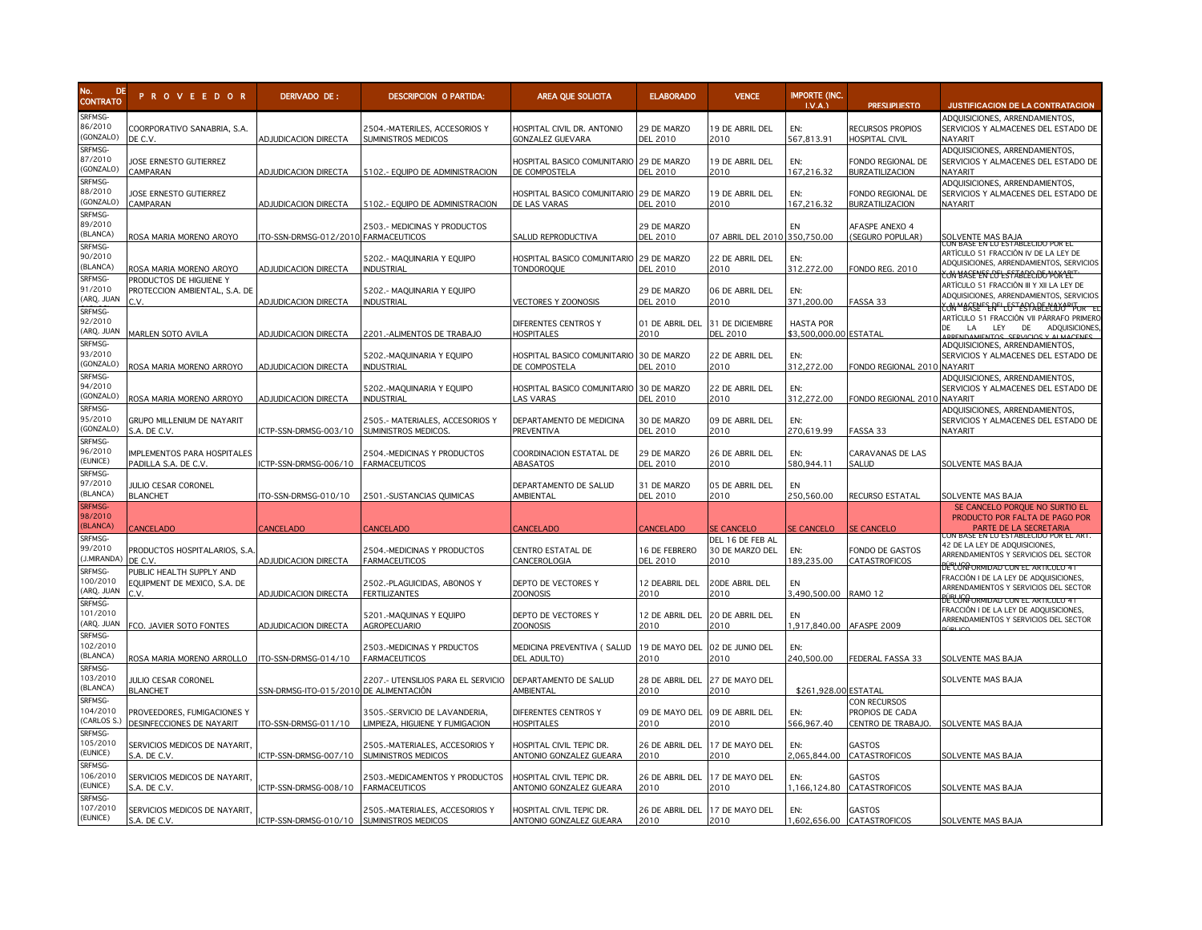| No. DE CONTRATO | P R O V E E D O R | DERIVADO DE : | DESCRIPCION O PARTIDA: | AREA QUE SOLICITA | ELABORADO | VENCE | IMPORTE (INC. I.V.A.) | PRESUPUESTO | JUSTIFICACION DE LA CONTRATACION |
|---|---|---|---|---|---|---|---|---|---|
| SRFMSG-86/2010 (GONZALO) | COORPORATIVO SANABRIA, S.A. DE C.V. | ADJUDICACION DIRECTA | 2504.-MATERILES, ACCESORIOS Y SUMINISTROS MEDICOS | HOSPITAL CIVIL DR. ANTONIO GONZALEZ GUEVARA | 29 DE MARZO DEL 2010 | 19 DE ABRIL DEL 2010 | EN: 567,813.91 | RECURSOS PROPIOS HOSPITAL CIVIL | ADQUISICIONES, ARRENDAMIENTOS, SERVICIOS Y ALMACENES DEL ESTADO DE NAYARIT |
| SRFMSG-87/2010 (GONZALO) | JOSE ERNESTO GUTIERREZ CAMPARAN | ADJUDICACION DIRECTA | 5102.- EQUIPO DE ADMINISTRACION | HOSPITAL BASICO COMUNITARIO DE COMPOSTELA | 29 DE MARZO DEL 2010 | 19 DE ABRIL DEL 2010 | EN: 167,216.32 | FONDO REGIONAL DE BURZATILIZACION | ADQUISICIONES, ARRENDAMIENTOS, SERVICIOS Y ALMACENES DEL ESTADO DE NAYARIT |
| SRFMSG-88/2010 (GONZALO) | JOSE ERNESTO GUTIERREZ CAMPARAN | ADJUDICACION DIRECTA | 5102.- EQUIPO DE ADMINISTRACION | HOSPITAL BASICO COMUNITARIO DE LAS VARAS | 29 DE MARZO DEL 2010 | 19 DE ABRIL DEL 2010 | EN: 167,216.32 | FONDO REGIONAL DE BURZATILIZACION | ADQUISICIONES, ARRENDAMIENTOS, SERVICIOS Y ALMACENES DEL ESTADO DE NAYARIT |
| SRFMSG-89/2010 (BLANCA) | ROSA MARIA MORENO AROYO | ITO-SSN-DRMSG-012/2010 | 2503.- MEDICINAS Y PRODUCTOS FARMACEUTICOS | SALUD REPRODUCTIVA | 29 DE MARZO DEL 2010 | 07 ABRIL DEL 2010 | EN 350,750.00 | AFASPE ANEXO 4 (SEGURO POPULAR) | SOLVENTE MAS BAJA |
| SRFMSG-90/2010 (BLANCA) | ROSA MARIA MORENO AROYO | ADJUDICACION DIRECTA | 5202.- MAQUINARIA Y EQUIPO INDUSTRIAL | HOSPITAL BASICO COMUNITARIO TONDOROQUE | 29 DE MARZO DEL 2010 | 22 DE ABRIL DEL 2010 | EN: 312,272.00 | FONDO REG. 2010 | CON BASE EN LO ESTABLECIDO POR EL ARTÍCULO 51 FRACCIÓN IV DE LA LEY DE ADQUISICIONES, ARRENDAMIENTOS, SERVICIOS Y ALMACENES DEL ESTADO DE NAYARIT |
| SRFMSG-91/2010 (ARQ. JUAN | PRODUCTOS DE HIGUIENE Y PROTECCION AMBIENTAL, S.A. DE C.V. | ADJUDICACION DIRECTA | 5202.- MAQUINARIA Y EQUIPO INDUSTRIAL | VECTORES Y ZOONOSIS | 29 DE MARZO DEL 2010 | 06 DE ABRIL DEL 2010 | EN: 371,200.00 | FASSA 33 | CON BASE EN LO ESTABLECIDO POR EL ARTÍCULO 51 FRACCIÓN III Y XII LA LEY DE ADQUISICIONES, ARRENDAMIENTOS, SERVICIOS Y ALMACENES DEL ESTADO DE NAYARIT |
| SRFMSG-92/2010 (ARQ. JUAN | MARLEN SOTO AVILA | ADJUDICACION DIRECTA | 2201.-ALIMENTOS DE TRABAJO | DIFERENTES CENTROS Y HOSPITALES | 01 DE ABRIL DEL 2010 | 31 DE DICIEMBRE DEL 2010 | HASTA POR $3,500,000.00 | ESTATAL | CON BASE EN LO ESTABLECIDO POR EL ARTÍCULO 51 FRACCIÓN VII PÁRRAFO PRIMERO DE LA LEY DE ADQUISICIONES, ARRENDAMIENTOS, SERVICIOS Y ALMACENES |
| SRFMSG-93/2010 (GONZALO) | ROSA MARIA MORENO ARROYO | ADJUDICACION DIRECTA | 5202.-MAQUINARIA Y EQUIPO INDUSTRIAL | HOSPITAL BASICO COMUNITARIO DE COMPOSTELA | 30 DE MARZO DEL 2010 | 22 DE ABRIL DEL 2010 | EN: 312,272.00 | FONDO REGIONAL 2010 | ADQUISICIONES, ARRENDAMIENTOS, SERVICIOS Y ALMACENES DEL ESTADO DE NAYARIT |
| SRFMSG-94/2010 (GONZALO) | ROSA MARIA MORENO ARROYO | ADJUDICACION DIRECTA | 5202.-MAQUINARIA Y EQUIPO INDUSTRIAL | HOSPITAL BASICO COMUNITARIO LAS VARAS | 30 DE MARZO DEL 2010 | 22 DE ABRIL DEL 2010 | EN: 312,272.00 | FONDO REGIONAL 2010 | ADQUISICIONES, ARRENDAMIENTOS, SERVICIOS Y ALMACENES DEL ESTADO DE NAYARIT |
| SRFMSG-95/2010 (GONZALO) | GRUPO MILLENIUM DE NAYARIT S.A. DE C.V. | ICTP-SSN-DRMSG-003/10 | 2505.- MATERIALES, ACCESORIOS Y SUMINISTROS MEDICOS. | DEPARTAMENTO DE MEDICINA PREVENTIVA | 30 DE MARZO DEL 2010 | 09 DE ABRIL DEL 2010 | EN: 270,619.99 | FASSA 33 | ADQUISICIONES, ARRENDAMIENTOS, SERVICIOS Y ALMACENES DEL ESTADO DE NAYARIT |
| SRFMSG-96/2010 (EUNICE) | IMPLEMENTOS PARA HOSPITALES PADILLA S.A. DE C.V. | ICTP-SSN-DRMSG-006/10 | 2504.-MEDICINAS Y PRODUCTOS FARMACEUTICOS | COORDINACION ESTATAL DE ABASATOS | 29 DE MARZO DEL 2010 | 26 DE ABRIL DEL 2010 | EN: 580,944.11 | CARAVANAS DE LAS SALUD | SOLVENTE MAS BAJA |
| SRFMSG-97/2010 (BLANCA) | JULIO CESAR CORONEL BLANCHET | ITO-SSN-DRMSG-010/10 | 2501.-SUSTANCIAS QUIMICAS | DEPARTAMENTO DE SALUD AMBIENTAL | 31 DE MARZO DEL 2010 | 05 DE ABRIL DEL 2010 | EN 250,560.00 | RECURSO ESTATAL | SOLVENTE MAS BAJA |
| SRFMSG-98/2010 (BLANCA) | CANCELADO | CANCELADO | CANCELADO | CANCELADO | CANCELADO | SE CANCELO | SE CANCELO | SE CANCELO | SE CANCELO PORQUE NO SURTIO EL PRODUCTO POR FALTA DE PAGO POR PARTE DE LA SECRETARIA |
| SRFMSG-99/2010 (J.MIRANDA) | PRODUCTOS HOSPITALARIOS, S.A. DE C.V. | ADJUDICACION DIRECTA | 2504.-MEDICINAS Y PRODUCTOS FARMACEUTICOS | CENTRO ESTATAL DE CANCEROLOGIA | 16 DE FEBRERO DEL 2010 | DEL 16 DE FEB AL 30 DE MARZO DEL 2010 | EN: 189,235.00 | FONDO DE GASTOS CATASTROFICOS | CON BASE EN LO ESTABLECIDO POR EL ART. 42 DE LA LEY DE ADQUISICIONES, ARRENDAMIENTOS Y SERVICIOS DEL SECTOR PÚBLICO |
| SRFMSG-100/2010 (ARQ. JUAN | PUBLIC HEALTH SUPPLY AND EQUIPMENT DE MEXICO, S.A. DE C.V. | ADJUDICACION DIRECTA | 2502.-PLAGUICIDAS, ABONOS Y FERTILIZANTES | DEPTO DE VECTORES Y ZOONOSIS | 12 DEABRIL DEL 2010 | 20DE ABRIL DEL 2010 | EN 3,490,500.00 | RAMO 12 | DE CONFORMIDAD CON EL ARTICULO 41 FRACCIÓN I DE LA LEY DE ADQUISICIONES, ARRENDAMIENTOS Y SERVICIOS DEL SECTOR PÚBLICO |
| SRFMSG-101/2010 (ARQ. JUAN | FCO. JAVIER SOTO FONTES | ADJUDICACION DIRECTA | 5201.-MAQUINAS Y EQUIPO AGROPECUARIO | DEPTO DE VECTORES Y ZOONOSIS | 12 DE ABRIL DEL 2010 | 20 DE ABRIL DEL 2010 | EN 1,917,840.00 | AFASPE 2009 | DE CONFORMIDAD CON EL ARTICULO 41 FRACCIÓN I DE LA LEY DE ADQUISICIONES, ARRENDAMIENTOS Y SERVICIOS DEL SECTOR PÚBLICO |
| SRFMSG-102/2010 (BLANCA) | ROSA MARIA MORENO ARROLLO | ITO-SSN-DRMSG-014/10 | 2503.-MEDICINAS Y PRDUCTOS FARMACEUTICOS | MEDICINA PREVENTIVA ( SALUD DEL ADULTO) | 19 DE MAYO DEL 2010 | 02 DE JUNIO DEL 2010 | EN: 240,500.00 | FEDERAL FASSA 33 | SOLVENTE MAS BAJA |
| SRFMSG-103/2010 (BLANCA) | JULIO CESAR CORONEL BLANCHET | SSN-DRMSG-ITO-015/2010 | 2207.- UTENSILIOS PARA EL SERVICIO DE ALIMENTACIÓN | DEPARTAMENTO DE SALUD AMBIENTAL | 28 DE ABRIL DEL 2010 | 27 DE MAYO DEL 2010 | $261,928.00 | ESTATAL | SOLVENTE MAS BAJA |
| SRFMSG-104/2010 (CARLOS S.) | PROVEEDORES, FUMIGACIONES Y DESINFECCIONES DE NAYARIT | ITO-SSN-DRMSG-011/10 | 3505.-SERVICIO DE LAVANDERIA, LIMPIEZA, HIGUIENE Y FUMIGACION | DIFERENTES CENTROS Y HOSPITALES | 09 DE MAYO DEL 2010 | 09 DE ABRIL DEL 2010 | EN: 566,967.40 | CON RECURSOS PROPIOS DE CADA CENTRO DE TRABAJO. | SOLVENTE MAS BAJA |
| SRFMSG-105/2010 (EUNICE) | SERVICIOS MEDICOS DE NAYARIT, S.A. DE C.V. | ICTP-SSN-DRMSG-007/10 | 2505.-MATERIALES, ACCESORIOS Y SUMINISTROS MEDICOS | HOSPITAL CIVIL TEPIC DR. ANTONIO GONZALEZ GUEARA | 26 DE ABRIL DEL 2010 | 17 DE MAYO DEL 2010 | EN: 2,065,844.00 | GASTOS CATASTROFICOS | SOLVENTE MAS BAJA |
| SRFMSG-106/2010 (EUNICE) | SERVICIOS MEDICOS DE NAYARIT, S.A. DE C.V. | ICTP-SSN-DRMSG-008/10 | 2503.-MEDICAMENTOS Y PRODUCTOS FARMACEUTICOS | HOSPITAL CIVIL TEPIC DR. ANTONIO GONZALEZ GUEARA | 26 DE ABRIL DEL 2010 | 17 DE MAYO DEL 2010 | EN: 1,166,124.80 | GASTOS CATASTROFICOS | SOLVENTE MAS BAJA |
| SRFMSG-107/2010 (EUNICE) | SERVICIOS MEDICOS DE NAYARIT, S.A. DE C.V. | ICTP-SSN-DRMSG-010/10 | 2505.-MATERIALES, ACCESORIOS Y SUMINISTROS MEDICOS | HOSPITAL CIVIL TEPIC DR. ANTONIO GONZALEZ GUEARA | 26 DE ABRIL DEL 2010 | 17 DE MAYO DEL 2010 | EN: 1,602,656.00 | GASTOS CATASTROFICOS | SOLVENTE MAS BAJA |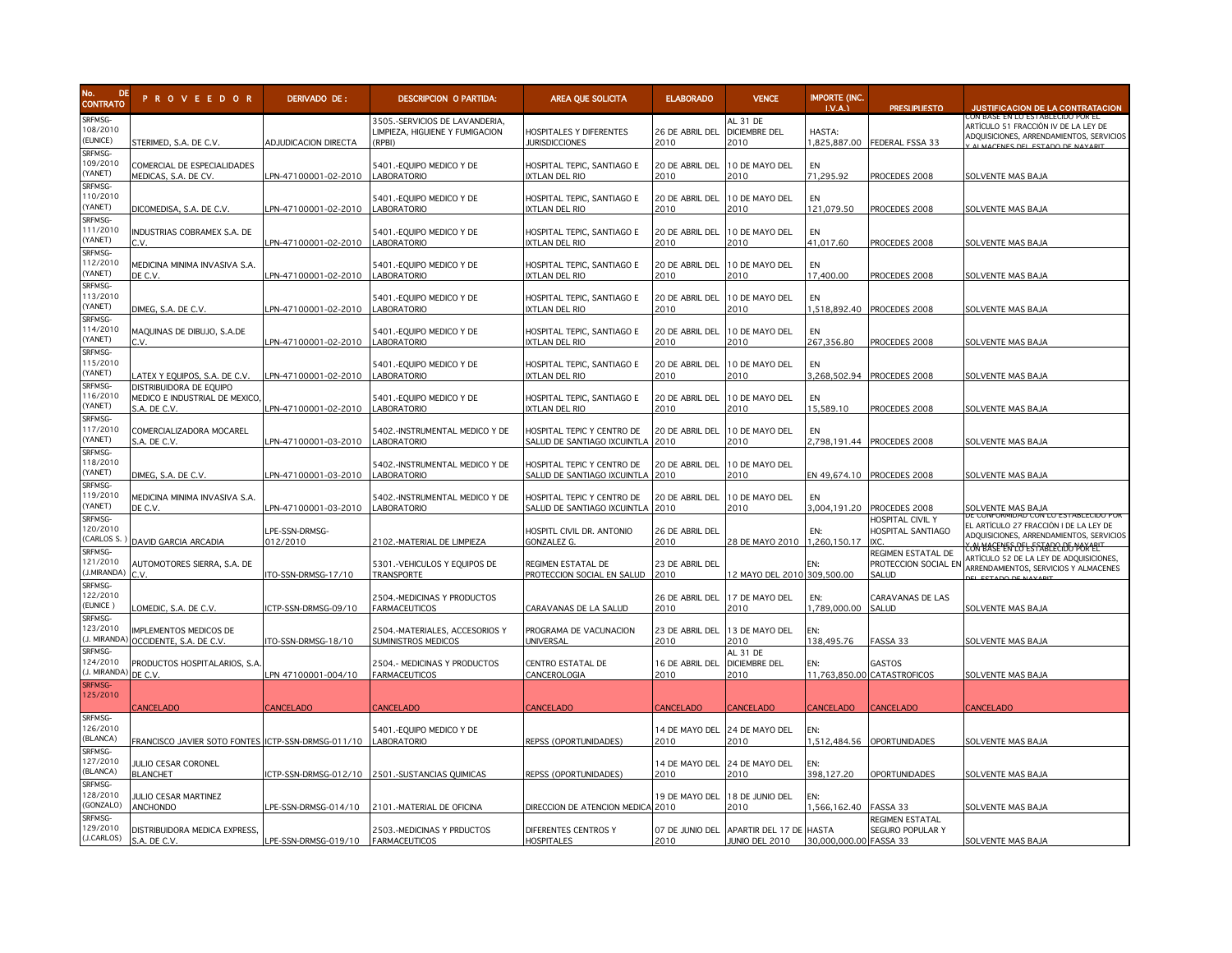| No. DE CONTRATO | P R O V E E D O R | DERIVADO DE : | DESCRIPCION O PARTIDA: | AREA QUE SOLICITA | ELABORADO | VENCE | IMPORTE (INC. I.V.A.) | PRESUPUESTO | JUSTIFICACION DE LA CONTRATACION |
|---|---|---|---|---|---|---|---|---|---|
| SRFMSG-108/2010 (EUNICE) | STERIMED, S.A. DE C.V. | ADJUDICACION DIRECTA | 3505.-SERVICIOS DE LAVANDERIA, LIMPIEZA, HIGUIENE Y FUMIGACION (RPBI) | HOSPITALES Y DIFERENTES JURISDICCIONES | 26 DE ABRIL DEL 2010 | AL 31 DE DICIEMBRE DEL 2010 | HASTA: 1,825,887.00 | FEDERAL FSSA 33 | CON BASE EN LO ESTABLECIDO POR EL ARTÍCULO 51 FRACCIÓN IV DE LA LEY DE ADQUISICIONES, ARRENDAMIENTOS, SERVICIOS Y ALMACENES DEL ESTADO DE NAYARIT |
| SRFMSG-109/2010 (YANET) | COMERCIAL DE ESPECIALIDADES MEDICAS, S.A. DE CV. | LPN-47100001-02-2010 | 5401.-EQUIPO MEDICO Y DE LABORATORIO | HOSPITAL TEPIC, SANTIAGO E IXTLAN DEL RIO | 20 DE ABRIL DEL 2010 | 10 DE MAYO DEL 2010 | EN 71,295.92 | PROCEDES 2008 | SOLVENTE MAS BAJA |
| SRFMSG-110/2010 (YANET) | DICOMEDISA, S.A. DE C.V. | LPN-47100001-02-2010 | 5401.-EQUIPO MEDICO Y DE LABORATORIO | HOSPITAL TEPIC, SANTIAGO E IXTLAN DEL RIO | 20 DE ABRIL DEL 2010 | 10 DE MAYO DEL 2010 | EN 121,079.50 | PROCEDES 2008 | SOLVENTE MAS BAJA |
| SRFMSG-111/2010 (YANET) | INDUSTRIAS COBRAMEX S.A. DE C.V. | LPN-47100001-02-2010 | 5401.-EQUIPO MEDICO Y DE LABORATORIO | HOSPITAL TEPIC, SANTIAGO E IXTLAN DEL RIO | 20 DE ABRIL DEL 2010 | 10 DE MAYO DEL 2010 | EN 41,017.60 | PROCEDES 2008 | SOLVENTE MAS BAJA |
| SRFMSG-112/2010 (YANET) | MEDICINA MINIMA INVASIVA S.A. DE C.V. | LPN-47100001-02-2010 | 5401.-EQUIPO MEDICO Y DE LABORATORIO | HOSPITAL TEPIC, SANTIAGO E IXTLAN DEL RIO | 20 DE ABRIL DEL 2010 | 10 DE MAYO DEL 2010 | EN 17,400.00 | PROCEDES 2008 | SOLVENTE MAS BAJA |
| SRFMSG-113/2010 (YANET) | DIMEG, S.A. DE C.V. | LPN-47100001-02-2010 | 5401.-EQUIPO MEDICO Y DE LABORATORIO | HOSPITAL TEPIC, SANTIAGO E IXTLAN DEL RIO | 20 DE ABRIL DEL 2010 | 10 DE MAYO DEL 2010 | EN 1,518,892.40 | PROCEDES 2008 | SOLVENTE MAS BAJA |
| SRFMSG-114/2010 (YANET) | MAQUINAS DE DIBUJO, S.A.DE C.V. | LPN-47100001-02-2010 | 5401.-EQUIPO MEDICO Y DE LABORATORIO | HOSPITAL TEPIC, SANTIAGO E IXTLAN DEL RIO | 20 DE ABRIL DEL 2010 | 10 DE MAYO DEL 2010 | EN 267,356.80 | PROCEDES 2008 | SOLVENTE MAS BAJA |
| SRFMSG-115/2010 (YANET) | LATEX Y EQUIPOS, S.A. DE C.V. | LPN-47100001-02-2010 | 5401.-EQUIPO MEDICO Y DE LABORATORIO | HOSPITAL TEPIC, SANTIAGO E IXTLAN DEL RIO | 20 DE ABRIL DEL 2010 | 10 DE MAYO DEL 2010 | EN 3,268,502.94 | PROCEDES 2008 | SOLVENTE MAS BAJA |
| SRFMSG-116/2010 (YANET) | DISTRIBUIDORA DE EQUIPO MEDICO E INDUSTRIAL DE MEXICO, S.A. DE C.V. | LPN-47100001-02-2010 | 5401.-EQUIPO MEDICO Y DE LABORATORIO | HOSPITAL TEPIC, SANTIAGO E IXTLAN DEL RIO | 20 DE ABRIL DEL 2010 | 10 DE MAYO DEL 2010 | EN 15,589.10 | PROCEDES 2008 | SOLVENTE MAS BAJA |
| SRFMSG-117/2010 (YANET) | COMERCIALIZADORA MOCAREL S.A. DE C.V. | LPN-47100001-03-2010 | 5402.-INSTRUMENTAL MEDICO Y DE LABORATORIO | HOSPITAL TEPIC Y CENTRO DE SALUD DE SANTIAGO IXCUINTLA | 20 DE ABRIL DEL 2010 | 10 DE MAYO DEL 2010 | EN 2,798,191.44 | PROCEDES 2008 | SOLVENTE MAS BAJA |
| SRFMSG-118/2010 (YANET) | DIMEG, S.A. DE C.V. | LPN-47100001-03-2010 | 5402.-INSTRUMENTAL MEDICO Y DE LABORATORIO | HOSPITAL TEPIC Y CENTRO DE SALUD DE SANTIAGO IXCUINTLA | 20 DE ABRIL DEL 2010 | 10 DE MAYO DEL 2010 | EN 49,674.10 | PROCEDES 2008 | SOLVENTE MAS BAJA |
| SRFMSG-119/2010 (YANET) | MEDICINA MINIMA INVASIVA S.A. DE C.V. | LPN-47100001-03-2010 | 5402.-INSTRUMENTAL MEDICO Y DE LABORATORIO | HOSPITAL TEPIC Y CENTRO DE SALUD DE SANTIAGO IXCUINTLA | 20 DE ABRIL DEL 2010 | 10 DE MAYO DEL 2010 | EN 3,004,191.20 | PROCEDES 2008 | SOLVENTE MAS BAJA |
| SRFMSG-120/2010 (CARLOS S. ) | DAVID GARCIA ARCADIA | LPE-SSN-DRMSG-012/2010 | 2102.-MATERIAL DE LIMPIEZA | HOSPITL CIVIL DR. ANTONIO GONZALEZ G. | 26 DE ABRIL DEL 2010 | 28 DE MAYO 2010 | EN: 1,260,150.17 | HOSPITAL CIVIL Y HOSPITAL SANTIAGO IXC. | DE CONFORMIDAD CON LO ESTABLECIDO POR EL ARTÍCULO 27 FRACCIÓN I DE LA LEY DE ADQUISICIONES, ARRENDAMIENTOS, SERVICIOS Y ALMACENES DEL ESTADO DE NAYARIT |
| SRFMSG-121/2010 (J.MIRANDA) | AUTOMOTORES SIERRA, S.A. DE C.V. | ITO-SSN-DRMSG-17/10 | 5301.-VEHICULOS Y EQUIPOS DE TRANSPORTE | REGIMEN ESTATAL DE PROTECCION SOCIAL EN SALUD | 23 DE ABRIL DEL 2010 | 12 MAYO DEL 2010 | EN: 309,500.00 | REGIMEN ESTATAL DE PROTECCION SOCIAL EN SALUD | CON BASE EN LO ESTABLECIDO POR EL ARTÍCULO 52 DE LA LEY DE ADQUISICIONES, ARRENDAMIENTOS, SERVICIOS Y ALMACENES DEL ESTADO DE NAYARIT |
| SRFMSG-122/2010 (EUNICE ) | LOMEDIC, S.A. DE C.V. | ICTP-SSN-DRMSG-09/10 | 2504.-MEDICINAS Y PRODUCTOS FARMACEUTICOS | CARAVANAS DE LA SALUD | 26 DE ABRIL DEL 2010 | 17 DE MAYO DEL 2010 | EN: 1,789,000.00 | CARAVANAS DE LAS SALUD | SOLVENTE MAS BAJA |
| SRFMSG-123/2010 (J. MIRANDA) | IMPLEMENTOS MEDICOS DE OCCIDENTE, S.A. DE C.V. | ITO-SSN-DRMSG-18/10 | 2504.-MATERIALES, ACCESORIOS Y SUMINISTROS MEDICOS | PROGRAMA DE VACUNACION UNIVERSAL | 23 DE ABRIL DEL 2010 | 13 DE MAYO DEL 2010 | EN: 138,495.76 | FASSA 33 | SOLVENTE MAS BAJA |
| SRFMSG-124/2010 (J. MIRANDA) | PRODUCTOS HOSPITALARIOS, S.A. DE C.V. | LPN 47100001-004/10 | 2504.- MEDICINAS Y PRODUCTOS FARMACEUTICOS | CENTRO ESTATAL DE CANCEROLOGIA | 16 DE ABRIL DEL 2010 | AL 31 DE DICIEMBRE DEL 2010 | EN: 11,763,850.00 | GASTOS CATASTROFICOS | SOLVENTE MAS BAJA |
| SRFMSG-125/2010 | CANCELADO | CANCELADO | CANCELADO | CANCELADO | CANCELADO | CANCELADO | CANCELADO | CANCELADO | CANCELADO |
| SRFMSG-126/2010 (BLANCA) | FRANCISCO JAVIER SOTO FONTES | ICTP-SSN-DRMSG-011/10 | 5401.-EQUIPO MEDICO Y DE LABORATORIO | REPSS (OPORTUNIDADES) | 14 DE MAYO DEL 2010 | 24 DE MAYO DEL 2010 | EN: 1,512,484.56 | OPORTUNIDADES | SOLVENTE MAS BAJA |
| SRFMSG-127/2010 (BLANCA) | JULIO CESAR CORONEL BLANCHET | ICTP-SSN-DRMSG-012/10 | 2501.-SUSTANCIAS QUIMICAS | REPSS (OPORTUNIDADES) | 14 DE MAYO DEL 2010 | 24 DE MAYO DEL 2010 | EN: 398,127.20 | OPORTUNIDADES | SOLVENTE MAS BAJA |
| SRFMSG-128/2010 (GONZALO) | JULIO CESAR MARTINEZ ANCHONDO | LPE-SSN-DRMSG-014/10 | 2101.-MATERIAL DE OFICINA | DIRECCION DE ATENCION MEDICA | 19 DE MAYO DEL 2010 | 18 DE JUNIO DEL 2010 | EN: 1,566,162.40 | FASSA 33 | SOLVENTE MAS BAJA |
| SRFMSG-129/2010 (J.CARLOS) | DISTRIBUIDORA MEDICA EXPRESS, S.A. DE C.V. | LPE-SSN-DRMSG-019/10 | 2503.-MEDICINAS Y PRDUCTOS FARMACEUTICOS | DIFERENTES CENTROS Y HOSPITALES | 07 DE JUNIO DEL 2010 | APARTIR DEL 17 DE JUNIO DEL 2010 | HASTA 30,000,000.00 | REGIMEN ESTATAL SEGURO POPULAR Y FASSA 33 | SOLVENTE MAS BAJA |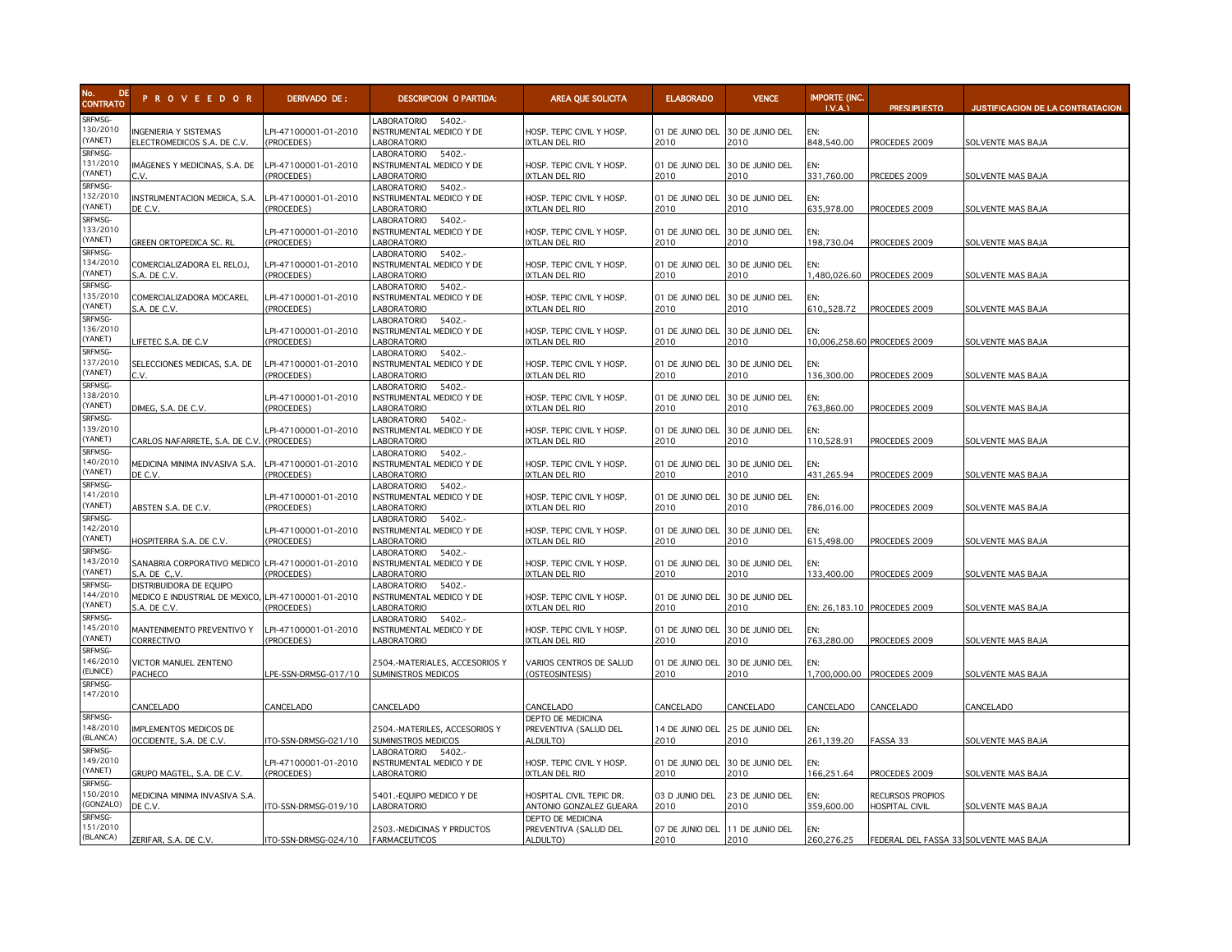| No. DE CONTRATO | PROVEEDOR | DERIVADO DE : | DESCRIPCION O PARTIDA: | AREA QUE SOLICITA | ELABORADO | VENCE | IMPORTE (INC. I.V.A.) | PRESUPUESTO | JUSTIFICACION DE LA CONTRATACION |
|---|---|---|---|---|---|---|---|---|---|
| SRFMSG-130/2010 (YANET) | INGENIERIA Y SISTEMAS ELECTROMEDICOS S.A. DE C.V. | LPI-47100001-01-2010 (PROCEDES) | LABORATORIO 5402.- INSTRUMENTAL MEDICO Y DE LABORATORIO | HOSP. TEPIC CIVIL Y HOSP. IXTLAN DEL RIO | 01 DE JUNIO DEL 2010 | 30 DE JUNIO DEL 2010 | EN: 848,540.00 | PROCEDES 2009 | SOLVENTE MAS BAJA |
| SRFMSG-131/2010 (YANET) | IMÁGENES Y MEDICINAS, S.A. DE C.V. | LPI-47100001-01-2010 (PROCEDES) | LABORATORIO 5402.- INSTRUMENTAL MEDICO Y DE LABORATORIO | HOSP. TEPIC CIVIL Y HOSP. IXTLAN DEL RIO | 01 DE JUNIO DEL 2010 | 30 DE JUNIO DEL 2010 | EN: 331,760.00 | PRCEDES 2009 | SOLVENTE MAS BAJA |
| SRFMSG-132/2010 (YANET) | INSTRUMENTACION MEDICA, S.A. DE C.V. | LPI-47100001-01-2010 (PROCEDES) | LABORATORIO 5402.- INSTRUMENTAL MEDICO Y DE LABORATORIO | HOSP. TEPIC CIVIL Y HOSP. IXTLAN DEL RIO | 01 DE JUNIO DEL 2010 | 30 DE JUNIO DEL 2010 | EN: 635,978.00 | PROCEDES 2009 | SOLVENTE MAS BAJA |
| SRFMSG-133/2010 (YANET) | GREEN ORTOPEDICA SC. RL | LPI-47100001-01-2010 (PROCEDES) | LABORATORIO 5402.- INSTRUMENTAL MEDICO Y DE LABORATORIO | HOSP. TEPIC CIVIL Y HOSP. IXTLAN DEL RIO | 01 DE JUNIO DEL 2010 | 30 DE JUNIO DEL 2010 | EN: 198,730.04 | PROCEDES 2009 | SOLVENTE MAS BAJA |
| SRFMSG-134/2010 (YANET) | COMERCIALIZADORA EL RELOJ, S.A. DE C.V. | LPI-47100001-01-2010 (PROCEDES) | LABORATORIO 5402.- INSTRUMENTAL MEDICO Y DE LABORATORIO | HOSP. TEPIC CIVIL Y HOSP. IXTLAN DEL RIO | 01 DE JUNIO DEL 2010 | 30 DE JUNIO DEL 2010 | EN: 1,480,026.60 | PROCEDES 2009 | SOLVENTE MAS BAJA |
| SRFMSG-135/2010 (YANET) | COMERCIALIZADORA MOCAREL S.A. DE C.V. | LPI-47100001-01-2010 (PROCEDES) | LABORATORIO 5402.- INSTRUMENTAL MEDICO Y DE LABORATORIO | HOSP. TEPIC CIVIL Y HOSP. IXTLAN DEL RIO | 01 DE JUNIO DEL 2010 | 30 DE JUNIO DEL 2010 | EN: 610,,528.72 | PROCEDES 2009 | SOLVENTE MAS BAJA |
| SRFMSG-136/2010 (YANET) | LIFETEC S.A. DE C.V | LPI-47100001-01-2010 (PROCEDES) | LABORATORIO 5402.- INSTRUMENTAL MEDICO Y DE LABORATORIO | HOSP. TEPIC CIVIL Y HOSP. IXTLAN DEL RIO | 01 DE JUNIO DEL 2010 | 30 DE JUNIO DEL 2010 | EN: 10,006,258.60 | PROCEDES 2009 | SOLVENTE MAS BAJA |
| SRFMSG-137/2010 (YANET) | SELECCIONES MEDICAS, S.A. DE C.V. | LPI-47100001-01-2010 (PROCEDES) | LABORATORIO 5402.- INSTRUMENTAL MEDICO Y DE LABORATORIO | HOSP. TEPIC CIVIL Y HOSP. IXTLAN DEL RIO | 01 DE JUNIO DEL 2010 | 30 DE JUNIO DEL 2010 | EN: 136,300.00 | PROCEDES 2009 | SOLVENTE MAS BAJA |
| SRFMSG-138/2010 (YANET) | DIMEG, S.A. DE C.V. | LPI-47100001-01-2010 (PROCEDES) | LABORATORIO 5402.- INSTRUMENTAL MEDICO Y DE LABORATORIO | HOSP. TEPIC CIVIL Y HOSP. IXTLAN DEL RIO | 01 DE JUNIO DEL 2010 | 30 DE JUNIO DEL 2010 | EN: 763,860.00 | PROCEDES 2009 | SOLVENTE MAS BAJA |
| SRFMSG-139/2010 (YANET) | CARLOS NAFARRETE, S.A. DE C.V. | LPI-47100001-01-2010 (PROCEDES) | LABORATORIO 5402.- INSTRUMENTAL MEDICO Y DE LABORATORIO | HOSP. TEPIC CIVIL Y HOSP. IXTLAN DEL RIO | 01 DE JUNIO DEL 2010 | 30 DE JUNIO DEL 2010 | EN: 110,528.91 | PROCEDES 2009 | SOLVENTE MAS BAJA |
| SRFMSG-140/2010 (YANET) | MEDICINA MINIMA INVASIVA S.A. DE C.V. | LPI-47100001-01-2010 (PROCEDES) | LABORATORIO 5402.- INSTRUMENTAL MEDICO Y DE LABORATORIO | HOSP. TEPIC CIVIL Y HOSP. IXTLAN DEL RIO | 01 DE JUNIO DEL 2010 | 30 DE JUNIO DEL 2010 | EN: 431,265.94 | PROCEDES 2009 | SOLVENTE MAS BAJA |
| SRFMSG-141/2010 (YANET) | ABSTEN S.A. DE C.V. | LPI-47100001-01-2010 (PROCEDES) | LABORATORIO 5402.- INSTRUMENTAL MEDICO Y DE LABORATORIO | HOSP. TEPIC CIVIL Y HOSP. IXTLAN DEL RIO | 01 DE JUNIO DEL 2010 | 30 DE JUNIO DEL 2010 | EN: 786,016.00 | PROCEDES 2009 | SOLVENTE MAS BAJA |
| SRFMSG-142/2010 (YANET) | HOSPITERRA S.A. DE C.V. | LPI-47100001-01-2010 (PROCEDES) | LABORATORIO 5402.- INSTRUMENTAL MEDICO Y DE LABORATORIO | HOSP. TEPIC CIVIL Y HOSP. IXTLAN DEL RIO | 01 DE JUNIO DEL 2010 | 30 DE JUNIO DEL 2010 | EN: 615,498.00 | PROCEDES 2009 | SOLVENTE MAS BAJA |
| SRFMSG-143/2010 (YANET) | SANABRIA CORPORATIVO MEDICO S.A. DE C,.V. | LPI-47100001-01-2010 (PROCEDES) | LABORATORIO 5402.- INSTRUMENTAL MEDICO Y DE LABORATORIO | HOSP. TEPIC CIVIL Y HOSP. IXTLAN DEL RIO | 01 DE JUNIO DEL 2010 | 30 DE JUNIO DEL 2010 | EN: 133,400.00 | PROCEDES 2009 | SOLVENTE MAS BAJA |
| SRFMSG-144/2010 (YANET) | DISTRIBUIDORA DE EQUIPO MEDICO E INDUSTRIAL DE MEXICO, S.A. DE C.V. | LPI-47100001-01-2010 (PROCEDES) | LABORATORIO 5402.- INSTRUMENTAL MEDICO Y DE LABORATORIO | HOSP. TEPIC CIVIL Y HOSP. IXTLAN DEL RIO | 01 DE JUNIO DEL 2010 | 30 DE JUNIO DEL 2010 | EN: 26,183.10 | PROCEDES 2009 | SOLVENTE MAS BAJA |
| SRFMSG-145/2010 (YANET) | MANTENIMIENTO PREVENTIVO Y CORRECTIVO | LPI-47100001-01-2010 (PROCEDES) | LABORATORIO 5402.- INSTRUMENTAL MEDICO Y DE LABORATORIO | HOSP. TEPIC CIVIL Y HOSP. IXTLAN DEL RIO | 01 DE JUNIO DEL 2010 | 30 DE JUNIO DEL 2010 | EN: 763,280.00 | PROCEDES 2009 | SOLVENTE MAS BAJA |
| SRFMSG-146/2010 (EUNICE) | VICTOR MANUEL ZENTENO PACHECO | LPE-SSN-DRMSG-017/10 | 2504.-MATERIALES, ACCESORIOS Y SUMINISTROS MEDICOS | VARIOS CENTROS DE SALUD (OSTEOSINTESIS) | 01 DE JUNIO DEL 2010 | 30 DE JUNIO DEL 2010 | EN: 1,700,000.00 | PROCEDES 2009 | SOLVENTE MAS BAJA |
| SRFMSG-147/2010 | CANCELADO | CANCELADO | CANCELADO | CANCELADO | CANCELADO | CANCELADO | CANCELADO | CANCELADO | CANCELADO |
| SRFMSG-148/2010 (BLANCA) | IMPLEMENTOS MEDICOS DE OCCIDENTE, S.A. DE C.V. | ITO-SSN-DRMSG-021/10 | 2504.-MATERILES, ACCESORIOS Y SUMINISTROS MEDICOS | DEPTO DE MEDICINA PREVENTIVA (SALUD DEL ALDULTO) | 14 DE JUNIO DEL 2010 | 25 DE JUNIO DEL 2010 | EN: 261,139.20 | FASSA 33 | SOLVENTE MAS BAJA |
| SRFMSG-149/2010 (YANET) | GRUPO MAGTEL, S.A. DE C.V. | LPI-47100001-01-2010 (PROCEDES) | LABORATORIO 5402.- INSTRUMENTAL MEDICO Y DE LABORATORIO | HOSP. TEPIC CIVIL Y HOSP. IXTLAN DEL RIO | 01 DE JUNIO DEL 2010 | 30 DE JUNIO DEL 2010 | EN: 166,251.64 | PROCEDES 2009 | SOLVENTE MAS BAJA |
| SRFMSG-150/2010 (GONZALO) | MEDICINA MINIMA INVASIVA S.A. DE C.V. | ITO-SSN-DRMSG-019/10 | 5401.-EQUIPO MEDICO Y DE LABORATORIO | HOSPITAL CIVIL TEPIC DR. ANTONIO GONZALEZ GUEARA | 03 D JUNIO DEL 2010 | 23 DE JUNIO DEL 2010 | EN: 359,600.00 | RECURSOS PROPIOS HOSPITAL CIVIL | SOLVENTE MAS BAJA |
| SRFMSG-151/2010 (BLANCA) | ZERIFAR, S.A. DE C.V. | ITO-SSN-DRMSG-024/10 | 2503.-MEDICINAS Y PRDUCTOS FARMACEUTICOS | DEPTO DE MEDICINA PREVENTIVA (SALUD DEL ALDULTO) | 07 DE JUNIO DEL 2010 | 11 DE JUNIO DEL 2010 | EN: 260,276.25 | FEDERAL DEL FASSA 33 | SOLVENTE MAS BAJA |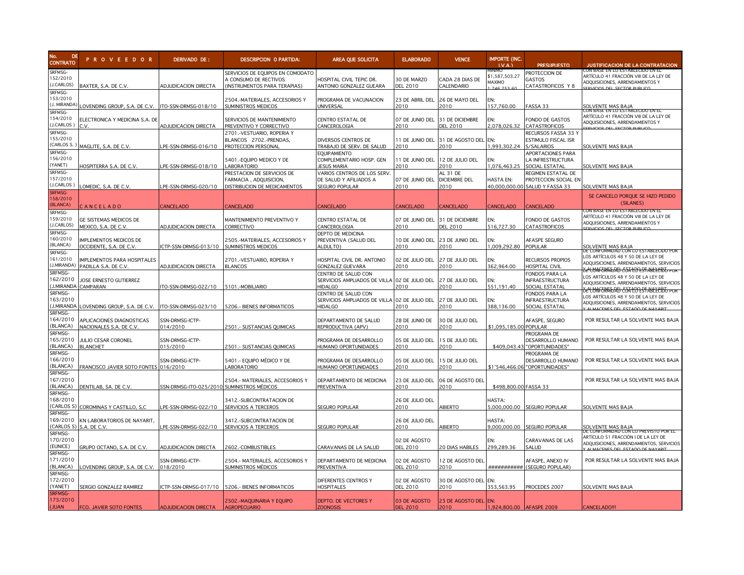| No. DE CONTRATO | P R O V E E D O R | DERIVADO DE : | DESCRIPCION O PARTIDA: | AREA QUE SOLICITA | ELABORADO | VENCE | IMPORTE (INC. I.V.A.) | PRESUPUESTO | JUSTIFICACION DE LA CONTRATACION |
|---|---|---|---|---|---|---|---|---|---|
| SRFMSG-152/2010 (J.CARLOS) | BAXTER, S.A. DE C.V. | ADJUDICACION DIRECTA | SERVICIOS DE EQUIPOS EN COMODATO A CONSUMO DE RECTIVOS (INSTRUMENTOS PARA TERAPIAS) | HOSPITAL CIVIL TEPIC DR. ANTONIO GONZALEZ GUEARA | 30 DE MARZO DEL 2010 | CADA 28 DIAS DE CALENDARIO | MINIMO $1,587,503.27 MAXIMO 1,746,253.60 | PROTECCION DE GASTOS CATASTROFICOS Y 8 | CON BASE EN LO ESTABLECIDO EN EL ARTÍCULO 41 FRACCIÓN VIII DE LA LEY DE ADQUISICIONES, ARRENDAMIENTOS Y SERVICIOS DEL SECTOR PUBLICO |
| SRFMSG-153/2010 (J. MIRANDA) | LOVENDING GROUP, S.A. DE C.V. | ITO-SSN-DRMSG-018/10 | 2504.-MATERIALES, ACCESORIOS Y SUMINISTROS MEDICOS | PROGRAMA DE VACUNACION UNIVERSAL | 23 DE ABRIL DEL 2010 | 26 DE MAYO DEL 2010 | EN: 157,760.00 | FASSA 33 | SOLVENTE MAS BAJA |
| SRFMSG-154/2010 (J.CARLOS ) | ELECTRONICA Y MEDICINA S.A. DE C.V. | ADJUDICACION DIRECTA | SERVICIOS DE MANTENIMIENTO PREVENTIVO Y CORRECTIVO | CENTRO ESTATAL DE CANCEROLOGIA | 07 DE JUNIO DEL 2010 | 31 DE DICIEMBRE DEL 2010 | EN: 2,078,026.32 | FONDO DE GASTOS CATASTROFICOS | CON BASE EN LO ESTABLECIDO EN EL ARTÍCULO 41 FRACCIÓN VIII DE LA LEY DE ADQUISICIONES, ARRENDAMIENTOS Y SERVICIOS DEL SECTOR PUBLICO |
| SRFMSG-155/2010 (CARLOS S. ) | MAGLITE, S.A. DE C.V. | LPE-SSN-DRMSG-016/10 | 2701.-VESTUARIO, ROPERIA Y BLANCOS 2702.-PRENDAS, PROTECCION PERSONAL | DIVERSOS CENTROS DE TRABAJO DE SERV. DE SALUD | 11 DE JUNIO DEL 2010 | 31 DE AGOSTO DEL 2010 | EN: 1,993,302.24 | RECURSOS FASSA 33 Y ESTIMULO FISCAL ISR S/SALARIOS | SOLVENTE MAS BAJA |
| SRFMSG-156/2010 (YANET) | HOSPITERRA S.A. DE C.V. | LPE-SSN-DRMSG-018/10 | 5401.-EQUIPO MEDICO Y DE LABORATORIO | EQUIPAMIENTO COMPLEMENTARIO HOSP. GEN JESUS MARIA | 11 DE JUNIO DEL 2010 | 12 DE JULIO DEL 2010 | EN: 1,076,463.25 | APORTACIONES PARA LA INFRESTRUCTURA SOCIAL ESTATAL | SOLVENTE MAS BAJA |
| SRFMSG-157/2010 (J.CARLOS ) | LOMEDIC, S.A. DE C.V. | LPE-SSN-DRMSG-020/10 | PRESTACION DE SERVICIOS DE FARMACIA , ADQUISICION, DISTRIBUCION DE MEDICAMENTOS | VARIOS CENTROS DE LOS SERV. DE SALUD Y AFILIADOS A SEGURO POPULAR | 07 DE JUNIO DEL 2010 | AL 31 DE DICIEMBRE DEL 2010 | HASTA EN: 40,000,000.00 | REGIMEN ESTATAL DE PROTECCION SOCIAL EN SALUD Y FASSA 33 | SOLVENTE MAS BAJA |
| SRFMSG-158/2010 (BLANCA) | C A N C E L A D O | CANCELADO | CANCELADO | CANCELADO | CANCELADO | CANCELADO | CANCELADO | CANCELADO | SE CANCELO PORQUE SE HIZO PEDIDO (SILANES) |
| SRFMSG-159/2010 (J.CARLOS) | GE SISTEMAS MEDICOS DE MEXICO, S.A. DE C.V. | ADJUDICACION DIRECTA | MANTENIMIENTO PREVENTIVO Y CORRECTIVO | CENTRO ESTATAL DE CANCEROLOGIA | 07 DE JUNIO DEL 2010 | 31 DE DICIEMBRE DEL 2010 | EN: 516,727.30 | FONDO DE GASTOS CATASTROFICOS | CON BASE EN LO ESTABLECIDO EN EL ARTÍCULO 41 FRACCIÓN VIII DE LA LEY DE ADQUISICIONES, ARRENDAMIENTOS Y SERVICIOS DEL SECTOR PUBLICO |
| SRFMSG-160/2010 (BLANCA) | IMPLEMENTOS MEDICOS DE OCCIDENTE, S.A. DE C.V. | ICTP-SSN-DRMSG-013/10 | 2505.-MATERIALES, ACCESORIOS Y SUMINISTROS MEDICOS | DEPTO DE MEDICINA PREVENTIVA (SALUD DEL ALDULTO) | 10 DE JUNIO DEL 2010 | 23 DE JUNIO DEL 2010 | EN: 1,009,292.80 | AFASPE SEGURO POPULAR | SOLVENTE MAS BAJA |
| SRFMSG-161/2010 (J.MIRANDA) | IMPLEMENTOS PARA HOSPITALES PADILLA S.A. DE C.V. | ADJUDICACION DIRECTA | 2701.-VESTUARIO, ROPERIA Y BLANCOS | HOSPITAL CIVIL DR. ANTONIO GONZALEZ GUEVARA | 02 DE JULIO DEL 2010 | 27 DE JULIO DEL 2010 | EN: 362,964.00 | RECURSOS PROPIOS HOSPITAL CIVIL | DE CONFORMIDAD CON LO ESTABLECIDO POR LOS ARTÍCULOS 48 Y 50 DE LA LEY DE ADQUISICIONES, ARRENDAMIENTOS, SERVICIOS Y ALMACENES DEL ESTADO DE NAYARIT |
| SRFMSG-162/2010 (J.MIRANDA | JOSE ERNESTO GUTIERREZ CAMPARAN | ITO-SSN-DRMSG-022/10 | 5101.-MOBILIARIO | CENTRO DE SALUD CON SERVICIOS AMPLIADOS DE VILLA HIDALGO | 02 DE JULIO DEL 2010 | 27 DE JULIO DEL 2010 | EN: 551,191.40 | FONDOS PARA LA INFRAESTRUCTURA SOCIAL ESTATAL | DE CONFORMIDAD CON LO ESTABLECIDO POR LOS ARTÍCULOS 48 Y 50 DE LA LEY DE ADQUISICIONES, ARRENDAMIENTOS, SERVICIOS Y ALMACENES DEL ESTADO DE NAYARIT |
| SRFMSG-163/2010 (J.MIRANDA | LOVENDING GROUP, S.A. DE C.V. | ITO-SSN-DRMSG-023/10 | 5206.- BIENES INFORMATICOS | CENTRO DE SALUD CON SERVICIOS AMPLIADOS DE VILLA HIDALGO | 02 DE JULIO DEL 2010 | 27 DE JULIO DEL 2010 | EN: 388,136.00 | FONDOS PARA LA INFRAESTRUCTURA SOCIAL ESTATAL | DE CONFORMIDAD CON LO ESTABLECIDO POR LOS ARTÍCULOS 48 Y 50 DE LA LEY DE ADQUISICIONES, ARRENDAMIENTOS, SERVICIOS Y ALMACENES DEL ESTADO DE NAYARIT |
| SRFMSG-164/2010 (BLANCA) | APLICACIONES DIAGNOSTICAS NACIONALES S.A. DE C.V. | SSN-DRMSG-ICTP-014/2010 | 2501.- SUSTANCIAS QUIMICAS | DEPARTAMENTO DE SALUD REPRODUCTIVA (APV) | 28 DE JUNIO DE 2010 | 30 DE JULIO DEL 2010 | $1,095,185.00 | AFASPE, SEGURO POPULAR | POR RESULTAR LA SOLVENTE MAS BAJA |
| SRFMSG-165/2010 (BLANCA) | JULIO CESAR CORONEL BLANCHET | SSN-DRMSG-ICTP-015/2010 | 2501.- SUSTANCIAS QUIMICAS | PROGRAMA DE DESARROLLO HUMANO OPORTUNIDADES | 05 DE JULIO DEL 2010 | 15 DE JULIO DEL 2010 | $409,043.43 | PROGRAMA DE DESARROLLO HUMANO "OPORTUNIDADES" | POR RESULTAR LA SOLVENTE MAS BAJA |
| SRFMSG-166/2010 (BLANCA) | FRANCISCO JAVIER SOTO FONTES | SSN-DRMSG-ICTP-016/2010 | 5401.- EQUIPO MÉDICO Y DE LABORATORIO | PROGRAMA DE DESARROLLO HUMANO OPORTUNIDADES | 05 DE JULIO DEL 2010 | 15 DE JULIO DEL 2010 | $1'546,466.06 | PROGRAMA DE DESARROLLO HUMANO "OPORTUNIDADES" | POR RESULTAR LA SOLVENTE MAS BAJA |
| SRFMSG-167/2010 (BLANCA) | DENTILAB, SA. DE C.V. | SSN-DRMSG-ITO-025/2010 | 2504.- MATERIALES, ACCESORIOS Y SUMINISTROS MÉDICOS | DEPARTAMENTO DE MEDICINA PREVENTIVA | 23 DE JULIO DEL 2010 | 06 DE AGOSTO DEL 2010 | $498,800.00 | FASSA 33 | POR RESULTAR LA SOLVENTE MAS BAJA |
| SRFMSG-168/2010 (CARLOS S) | COROMINAS Y CASTILLO, S,C | LPE-SSN-DRMSG-022/10 | 3412.-SUBCONTRATACION DE SERVICIOS A TERCEROS | SEGURO POPULAR | 26 DE JULIO DEL 2010 | ABIERTO | HASTA: 5,000,000.00 | SEGURO POPULAR | SOLVENTE MAS BAJA |
| SRFMSG-169/2010 (CARLOS S) | KN LABORATORIOS DE NAYARIT, S.A. DE C.V. | LPE-SSN-DRMSG-022/10 | 3412.-SUBCONTRATACION DE SERVICIOS A TERCEROS | SEGURO POPULAR | 26 DE JULIO DEL 2010 | ABIERTO | HASTA: 9,000,000.00 | SEGURO POPULAR | SOLVENTE MAS BAJA |
| SRFMSG-170/2010 (EUNICE) | GRUPO OCTANO, S.A. DE C.V. | ADJUDICACION DIRECTA | 2602.-COMBUSTIBLES | CARAVANAS DE LA SALUD | 02 DE AGOSTO DEL 2010 | 20 DIAS HABILES | EN: 299,289.36 | CARAVANAS DE LAS SALUD | DE CONFORMIDAD CON LO PREVISTO POR EL ARTÍCULO 51 FRACCIÓN I DE LA LEY DE ADQUISICIONES, ARRENDAMIENTOS, SERVICIOS Y ALMACENES DEL ESTADO DE NAYARIT |
| SRFMSG-171/2010 (BLANCA) | LOVENDING GROUP, S.A. DE C.V. | SSN-DRMSG-ICTP-018/2010 | 2504.- MATERIALES, ACCESORIOS Y SUMINISTROS MÉDICOS | DEPARTAMENTO DE MEDICINA PREVENTIVA | 02 DE AGOSTO DEL 2010 | 12 DE AGOSTO DEL 2010 | ########### | AFASPE, ANEXO IV (SEGURO POPULAR) | POR RESULTAR LA SOLVENTE MAS BAJA |
| SRFMSG-172/2010 (YANET) | SERGIO GONZALEZ RAMIREZ | ICTP-SSN-DRMSG-017/10 | 5206.- BIENES INFORMATICOS | DIFERENTES CENTROS Y HOSPITALES | 02 DE AGOSTO DEL 2010 | 30 DE AGOSTO DEL 2010 | EN: 353,563.95 | PROCEDES 2007 | SOLVENTE MAS BAJA |
| SRFMSG-173/2010 (JUAN | FCO. JAVIER SOTO FONTES | ADJUDICACION DIRECTA | 2502.-MAQUINARIA Y EQUIPO AGROPECUARIO | DEPTO. DE VECTORES Y ZOONOSIS | 03 DE AGOSTO DEL 2010 | 23 DE AGOSTO DEL 2010 | EN: 1,924,800.00 | AFASPE 2009 | CANCELADO!!! |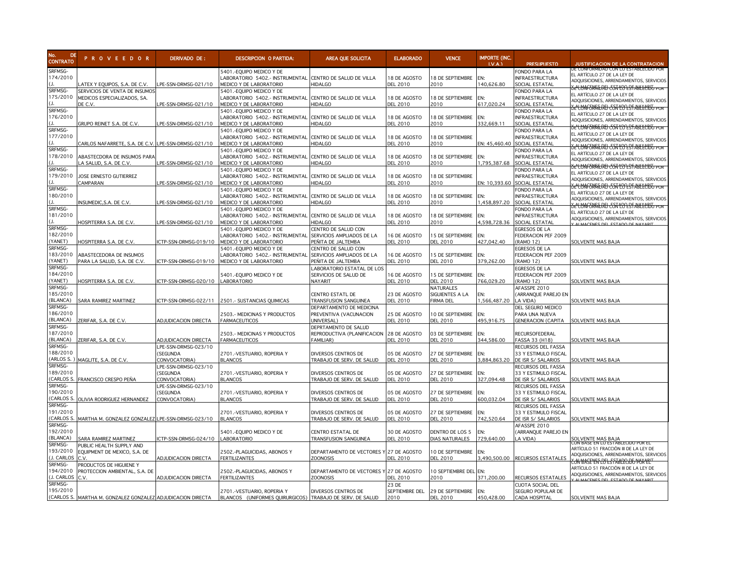| No. DE CONTRATO | P R O V E E D O R | DERIVADO DE : | DESCRIPCION O PARTIDA: | AREA QUE SOLICITA | ELABORADO | VENCE | IMPORTE (INC. I.V.A.) | PRESUPUESTO | JUSTIFICACION DE LA CONTRATACION |
|---|---|---|---|---|---|---|---|---|---|
| SRFMSG-174/2010 (J. | LATEX Y EQUIPOS, S.A. DE C.V. | LPE-SSN-DRMSG-021/10 | 5401.-EQUIPO MEDICO Y DE LABORATORIO 5402.- INSTRUMENTAL MEDICO Y DE LABORATORIO | CENTRO DE SALUD DE VILLA HIDALGO | 18 DE AGOSTO DEL 2010 | 18 DE SEPTIEMBRE 2010 | EN: 140,626.80 | FONDO PARA LA INFRAESTRUCTURA SOCIAL ESTATAL | DE CONFORMIDAD CON LO ESTABLECIDO POR EL ARTÍCULO 27 DE LA LEY DE ADQUISICIONES, ARRENDAMIENTOS, SERVICIOS Y ALMACENES DEL ESTADO DE NAYARIT |
| SRFMSG-175/2010 (J. | SERVICIOS DE VENTA DE INSUMOS MEDICOS ESPECIALIZADOS, SA. DE C.V. | LPE-SSN-DRMSG-021/10 | 5401.-EQUIPO MEDICO Y DE LABORATORIO 5402.- INSTRUMENTAL MEDICO Y DE LABORATORIO | CENTRO DE SALUD DE VILLA HIDALGO | 18 DE AGOSTO DEL 2010 | 18 DE SEPTIEMBRE 2010 | EN: 617,020.24 | FONDO PARA LA INFRAESTRUCTURA SOCIAL ESTATAL | DE CONFORMIDAD CON LO ESTABLECIDO POR EL ARTÍCULO 27 DE LA LEY DE ADQUISICIONES, ARRENDAMIENTOS, SERVICIOS Y ALMACENES DEL ESTADO DE NAYARIT |
| SRFMSG-176/2010 (J. | GRUPO REINET S.A. DE C.V. | LPE-SSN-DRMSG-021/10 | 5401.-EQUIPO MEDICO Y DE LABORATORIO 5402.- INSTRUMENTAL MEDICO Y DE LABORATORIO | CENTRO DE SALUD DE VILLA HIDALGO | 18 DE AGOSTO DEL 2010 | 18 DE SEPTIEMBRE 2010 | EN: 332,669.11 | FONDO PARA LA INFRAESTRUCTURA SOCIAL ESTATAL | DE CONFORMIDAD CON LO ESTABLECIDO POR EL ARTÍCULO 27 DE LA LEY DE ADQUISICIONES, ARRENDAMIENTOS, SERVICIOS Y ALMACENES DEL ESTADO DE NAYARIT |
| SRFMSG-177/2010 (J. | CARLOS NAFARRETE, S.A. DE C.V. | LPE-SSN-DRMSG-021/10 | 5401.-EQUIPO MEDICO Y DE LABORATORIO 5402.- INSTRUMENTAL MEDICO Y DE LABORATORIO | CENTRO DE SALUD DE VILLA HIDALGO | 18 DE AGOSTO DEL 2010 | 18 DE SEPTIEMBRE 2010 | EN: 45,460.40 | FONDO PARA LA INFRAESTRUCTURA SOCIAL ESTATAL | DE CONFORMIDAD CON LO ESTABLECIDO POR EL ARTÍCULO 27 DE LA LEY DE ADQUISICIONES, ARRENDAMIENTOS, SERVICIOS Y ALMACENES DEL ESTADO DE NAYARIT |
| SRFMSG-178/2010 (J. | ABASTECDORA DE INSUMOS PARA LA SALUD, S.A. DE C.V. | LPE-SSN-DRMSG-021/10 | 5401.-EQUIPO MEDICO Y DE LABORATORIO 5402.- INSTRUMENTAL MEDICO Y DE LABORATORIO | CENTRO DE SALUD DE VILLA HIDALGO | 18 DE AGOSTO DEL 2010 | 18 DE SEPTIEMBRE 2010 | EN: 1,795,387.68 | FONDO PARA LA INFRAESTRUCTURA SOCIAL ESTATAL | DE CONFORMIDAD CON LO ESTABLECIDO POR EL ARTÍCULO 27 DE LA LEY DE ADQUISICIONES, ARRENDAMIENTOS, SERVICIOS Y ALMACENES DEL ESTADO DE NAYARIT |
| SRFMSG-179/2010 (J. | JOSE ERNESTO GUTIERREZ CAMPARAN | LPE-SSN-DRMSG-021/10 | 5401.-EQUIPO MEDICO Y DE LABORATORIO 5402.- INSTRUMENTAL MEDICO Y DE LABORATORIO | CENTRO DE SALUD DE VILLA HIDALGO | 18 DE AGOSTO DEL 2010 | 18 DE SEPTIEMBRE 2010 | EN: 10,393.60 | FONDO PARA LA INFRAESTRUCTURA SOCIAL ESTATAL | DE CONFORMIDAD CON LO ESTABLECIDO POR EL ARTÍCULO 27 DE LA LEY DE ADQUISICIONES, ARRENDAMIENTOS, SERVICIOS Y ALMACENES DEL ESTADO DE NAYARIT |
| SRFMSG-180/2010 (J. | INSUMEDIC,S.A. DE C.V. | LPE-SSN-DRMSG-021/10 | 5401.-EQUIPO MEDICO Y DE LABORATORIO 5402.- INSTRUMENTAL MEDICO Y DE LABORATORIO | CENTRO DE SALUD DE VILLA HIDALGO | 18 DE AGOSTO DEL 2010 | 18 DE SEPTIEMBRE 2010 | EN: 1,458,897.20 | FONDO PARA LA INFRAESTRUCTURA SOCIAL ESTATAL | DE CONFORMIDAD CON LO ESTABLECIDO POR EL ARTÍCULO 27 DE LA LEY DE ADQUISICIONES, ARRENDAMIENTOS, SERVICIOS Y ALMACENES DEL ESTADO DE NAYARIT |
| SRFMSG-181/2010 (J. | HOSPITERRA S.A. DE C.V. | LPE-SSN-DRMSG-021/10 | 5401.-EQUIPO MEDICO Y DE LABORATORIO 5402.- INSTRUMENTAL MEDICO Y DE LABORATORIO | CENTRO DE SALUD DE VILLA HIDALGO | 18 DE AGOSTO DEL 2010 | 18 DE SEPTIEMBRE 2010 | EN: 4,598,728.36 | FONDO PARA LA INFRAESTRUCTURA SOCIAL ESTATAL | DE CONFORMIDAD CON LO ESTABLECIDO POR EL ARTÍCULO 27 DE LA LEY DE ADQUISICIONES, ARRENDAMIENTOS, SERVICIOS Y ALMACENES DEL ESTADO DE NAYARIT |
| SRFMSG-182/2010 (YANET) | HOSPITERRA S.A. DE C.V. | ICTP-SSN-DRMSG-019/10 | 5401.-EQUIPO MEDICO Y DE LABORATORIO 5402.- INSTRUMENTAL MEDICO Y DE LABORATORIO | CENTRO DE SALUD CON SERVICIOS AMPLIADOS DE LA PEÑITA DE JALTEMBA | 16 DE AGOSTO DEL 2010 | 15 DE SEPTIEMBRE DEL 2010 | EN: 427,042.40 | EGRESOS DE LA FEDERACION PEF 2009 (RAMO 12) | SOLVENTE MAS BAJA |
| SRFMSG-183/2010 (YANET) | ABASTECEDORA DE INSUMOS PARA LA SALUD, S.A. DE C.V. | ICTP-SSN-DRMSG-019/10 | 5401.-EQUIPO MEDICO Y DE LABORATORIO 5402.- INSTRUMENTAL MEDICO Y DE LABORATORIO | CENTRO DE SALUD CON SERVICIOS AMPLIADOS DE LA PEÑITA DE JALTEMBA | 16 DE AGOSTO DEL 2010 | 15 DE SEPTIEMBRE DEL 2010 | EN: 379,262.00 | EGRESOS DE LA FEDERACION PEF 2009 (RAMO 12) | SOLVENTE MAS BAJA |
| SRFMSG-184/2010 (YANET) | HOSPITERRA S.A. DE C.V. | ICTP-SSN-DRMSG-020/10 | 5401.-EQUIPO MEDICO Y DE LABORATORIO | LABORATORIO ESTATAL DE LOS SERVICIOS DE SALUD DE NAYARIT | 16 DE AGOSTO DEL 2010 | 15 DE SEPTIEMBRE DEL 2010 | EN: 766,029.20 | EGRESOS DE LA FEDERACION PEF 2009 (RAMO 12) | SOLVENTE MAS BAJA |
| SRFMSG-185/2010 (BLANCA) | SARA RAMIREZ MARTINEZ | ICTP-SSN-DRMSG-022/11 | 2501.- SUSTANCIAS QUIMICAS | CENTRO ESTATL DE TRANSFUSION SANGUINEA | 23 DE AGOSTO DEL 2010 | NATURALES SIGUIENTES A LA FIRMA DEL | EN: 1,566,487.20 | AFASSPE 2010 (ARRANQUE PAREJO EN LA VIDA) | SOLVENTE MAS BAJA |
| SRFMSG-186/2010 (BLANCA) | ZERIFAR, S.A. DE C.V. | ADJUDICACION DIRECTA | 2503.- MEDICINAS Y PRODUCTOS FARMACEUTICOS | DEPARTAMENTO DE MEDICINA PREVENTIVA (VACUNACION UNIVERSAL) | 25 DE AGOSTO DEL 2010 | 10 DE SEPTIEMBRE DEL 2010 | EN: 495,916.75 | DEL SEGURO MEDICO PARA UNA NUEVA GENERACION (CAPITA | SOLVENTE MAS BAJA |
| SRFMSG-187/2010 (BLANCA) | ZERIFAR, S.A. DE C.V. | ADJUDICACION DIRECTA | 2503.- MEDICINAS Y PRODUCTOS FARMACEUTICOS | DEPRTAMENTO DE SALUD REPRODUCTIVA (PLANIFICACION FAMILIAR) | 28 DE AGOSTO DEL 2010 | 03 DE SEPTIEMBRE DEL 2010 | EN: 344,586.00 | RECURSOFEDERAL FASSA 33 (H18) | SOLVENTE MAS BAJA |
| SRFMSG-188/2010 (ARLOS S.) | MAGLITE, S.A. DE C.V. | LPE-SSN-DRMSG-023/10 (SEGUNDA CONVOCATORIA) | 2701.-VESTUARIO, ROPERIA Y BLANCOS | DIVERSOS CENTROS DE TRABAJO DE SERV. DE SALUD | 05 DE AGOSTO DEL 2010 | 27 DE SEPTIEMBRE DEL 2010 | EN: 3,884,863.20 | RECURSOS DEL FASSA 33 Y ESTIMULO FISCAL DE ISR S/ SALARIOS | SOLVENTE MAS BAJA |
| SRFMSG-189/2010 (CARLOS S. | FRANCISCO CRESPO PEÑA | LPE-SSN-DRMSG-023/10 (SEGUNDA CONVOCATORIA) | 2701.-VESTUARIO, ROPERIA Y BLANCOS | DIVERSOS CENTROS DE TRABAJO DE SERV. DE SALUD | 05 DE AGOSTO DEL 2010 | 27 DE SEPTIEMBRE DEL 2010 | EN: 327,094.48 | RECURSOS DEL FASSA 33 Y ESTIMULO FISCAL DE ISR S/ SALARIOS | SOLVENTE MAS BAJA |
| SRFMSG-190/2010 (CARLOS S. | OLIVIA RODRIGUEZ HERNANDEZ | LPE-SSN-DRMSG-023/10 (SEGUNDA CONVOCATORIA) | 2701.-VESTUARIO, ROPERIA Y BLANCOS | DIVERSOS CENTROS DE TRABAJO DE SERV. DE SALUD | 05 DE AGOSTO DEL 2010 | 27 DE SEPTIEMBRE DEL 2010 | EN: 600,032.04 | RECURSOS DEL FASSA 33 Y ESTIMULO FISCAL DE ISR S/ SALARIOS | SOLVENTE MAS BAJA |
| SRFMSG-191/2010 (CARLOS S. | MARTHA M. GONZALEZ GONZALEZ | LPE-SSN-DRMSG-023/10 | 2701.-VESTUARIO, ROPERIA Y BLANCOS | DIVERSOS CENTROS DE TRABAJO DE SERV. DE SALUD | 05 DE AGOSTO DEL 2010 | 27 DE SEPTIEMBRE DEL 2010 | EN: 742,520.64 | RECURSOS DEL FASSA 33 Y ESTIMULO FISCAL DE ISR S/ SALARIOS | SOLVENTE MAS BAJA |
| SRFMSG-192/2010 (BLANCA) | SARA RAMIREZ MARTINEZ | ICTP-SSN-DRMSG-024/10 | 5401.-EQUIPO MEDICO Y DE LABORATORIO | CENTRO ESTATAL DE TRANSFUSION SANGUINEA | 30 DE AGOSTO DEL 2010 | DENTRO DE LOS 5 DIAS NATURALES | EN: 729,640.00 | AFASSPE 2010 (ARRANQUE PAREJO EN LA VIDA) | SOLVENTE MAS BAJA |
| SRFMSG-193/2010 (J. CARLOS | PUBLIC HEALTH SUPPLY AND EQUIPMENT DE MEXICO, S.A. DE C.V. | ADJUDICACION DIRECTA | 2502.-PLAGUICIDAS, ABONOS Y FERTILIZANTES | DEPARTAMENTO DE VECTORES Y ZOONOSIS | 27 DE AGOSTO DEL 2010 | 10 DE SEPTIEMBRE DEL 2010 | EN: 3,490,500.00 | RECURSOS ESTATALES | CON BASE EN LO ESTABLECIDO POR EL ARTÍCULO 51 FRACCIÓN III DE LA LEY DE ADQUISICIONES, ARRENDAMIENTOS, SERVICIOS Y ALMACENES DEL ESTADO DE NAYARIT |
| SRFMSG-194/2010 (J. CARLOS | PRODUCTOS DE HIGUIENE Y PROTECCION AMBIENTAL, S.A. DE C.V. | ADJUDICACION DIRECTA | 2502.-PLAGUICIDAS, ABONOS Y FERTILIZANTES | DEPARTAMENTO DE VECTORES Y ZOONOSIS | 27 DE AGOSTO DEL 2010 | 10 SEPTIEMBRE DEL 2010 | EN: 371,200.00 | RECURSOS ESTATALES | CON BASE EN LO ESTABLECIDO POR EL ARTÍCULO 51 FRACCIÓN III DE LA LEY DE ADQUISICIONES, ARRENDAMIENTOS, SERVICIOS Y ALMACENES DEL ESTADO DE NAYARIT |
| SRFMSG-195/2010 (CARLOS S. | MARTHA M. GONZALEZ GONZALEZ | ADJUDICACION DIRECTA | 2701.-VESTUARIO, ROPERIA Y BLANCOS (UNIFORMES QUIRURGICOS) | DIVERSOS CENTROS DE TRABAJO DE SERV. DE SALUD | 23 DE SEPTIEMBRE DEL 2010 | 29 DE SEPTIEMBRE DEL 2010 | EN: 450,428.00 | CUOTA SOCIAL DEL SEGURO POPULAR DE CADA HOSPITAL | SOLVENTE MAS BAJA |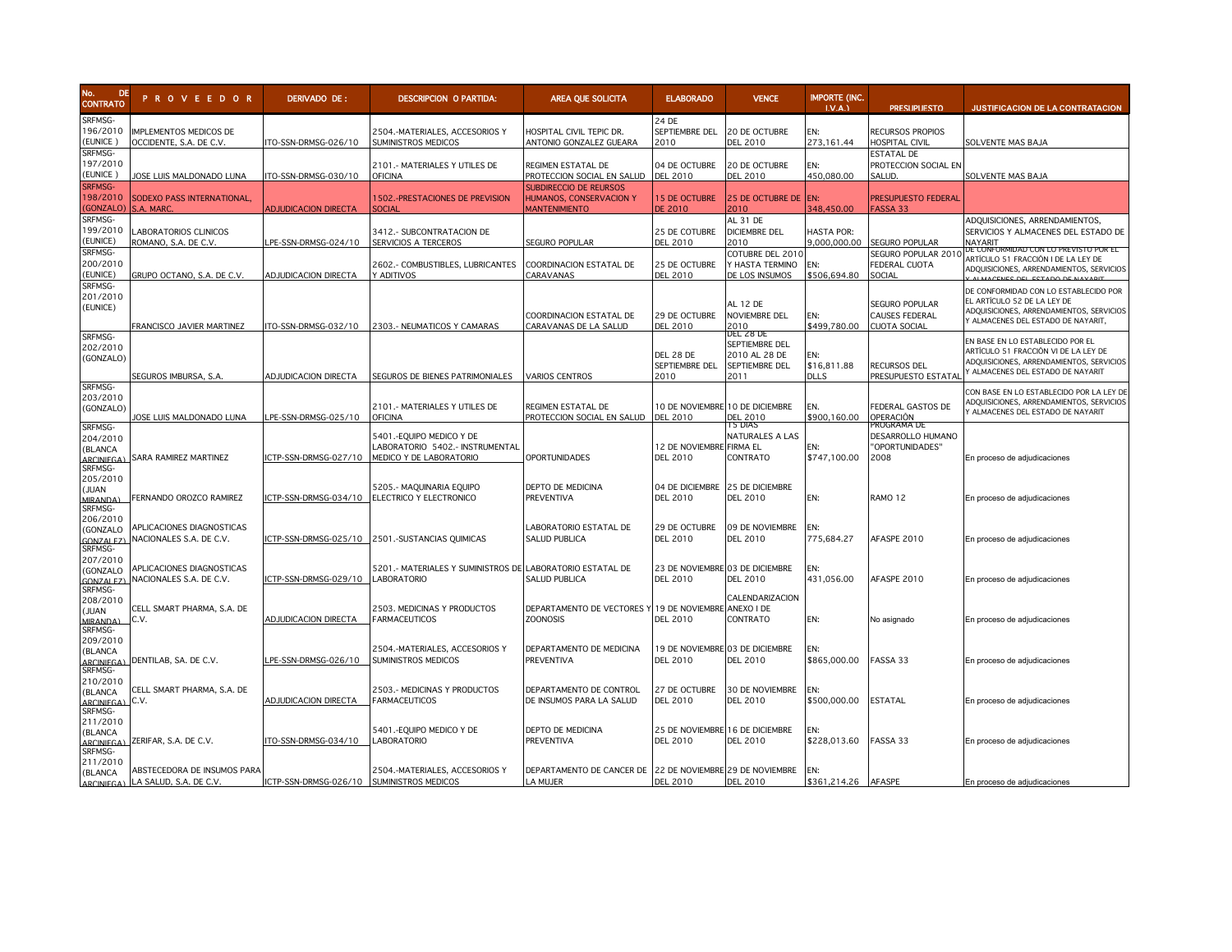| No. DE CONTRATO | P R O V E E D O R | DERIVADO DE : | DESCRIPCION O PARTIDA: | AREA QUE SOLICITA | ELABORADO | VENCE | IMPORTE (INC. I.V.A.) | PRESUPUESTO | JUSTIFICACION DE LA CONTRATACION |
|---|---|---|---|---|---|---|---|---|---|
| SRFMSG-196/2010 (EUNICE ) | IMPLEMENTOS MEDICOS DE OCCIDENTE, S.A. DE C.V. | ITO-SSN-DRMSG-026/10 | 2504.-MATERIALES, ACCESORIOS Y SUMINISTROS MEDICOS | HOSPITAL CIVIL TEPIC DR. ANTONIO GONZALEZ GUEARA | 24 DE SEPTIEMBRE DEL 2010 | 20 DE OCTUBRE DEL 2010 | EN: 273,161.44 | RECURSOS PROPIOS HOSPITAL CIVIL | SOLVENTE MAS BAJA |
| SRFMSG-197/2010 (EUNICE ) | JOSE LUIS MALDONADO LUNA | ITO-SSN-DRMSG-030/10 | 2101.- MATERIALES Y UTILES DE OFICINA | REGIMEN ESTATAL DE PROTECCION SOCIAL EN SALUD | 04 DE OCTUBRE DEL 2010 | 20 DE OCTUBRE DEL 2010 | EN: 450,080.00 | ESTATAL DE PROTECCION SOCIAL EN SALUD. | SOLVENTE MAS BAJA |
| SRFMSG-198/2010 (GONZALO) | SODEXO PASS INTERNATIONAL, S.A. MARC. | ADJUDICACION DIRECTA | 1502.-PRESTACIONES DE PREVISION SOCIAL | SUBDIRECCIO DE REURSOS HUMANOS, CONSERVACION Y MANTENIMIENTO | 15 DE OCTUBRE DE 2010 | 25 DE OCTUBRE DE 2010 | EN: 348,450.00 | PRESUPUESTO FEDERAL FASSA 33 | |
| SRFMSG-199/2010 (EUNICE) | LABORATORIOS CLINICOS ROMANO, S.A. DE C.V. | LPE-SSN-DRMSG-024/10 | 3412.- SUBCONTRATACION DE SERVICIOS A TERCEROS | SEGURO POPULAR | 25 DE COTUBRE DEL 2010 | AL 31 DE DICIEMBRE DEL 2010 | HASTA POR: 9,000,000.00 | SEGURO POPULAR | ADQUISICIONES, ARRENDAMIENTOS, SERVICIOS Y ALMACENES DEL ESTADO DE NAYARIT |
| SRFMSG-200/2010 (EUNICE) | GRUPO OCTANO, S.A. DE C.V. | ADJUDICACION DIRECTA | 2602.- COMBUSTIBLES, LUBRICANTES Y ADITIVOS | COORDINACION ESTATAL DE CARAVANAS | 25 DE OCTUBRE DEL 2010 | COTUBRE DEL 2010 Y HASTA TERMINO DE LOS INSUMOS | EN: $506,694.80 | SEGURO POPULAR 2010 FEDERAL CUOTA SOCIAL | DE CONFORMIDAD CON LO PREVISTO POR EL ARTÍCULO 51 FRACCIÓN I DE LA LEY DE ADQUISICIONES, ARRENDAMIENTOS, SERVICIOS Y ALMACENES DEL ESTADO DE NAYARIT |
| SRFMSG-201/2010 (EUNICE) | FRANCISCO JAVIER MARTINEZ | ITO-SSN-DRMSG-032/10 | 2303.- NEUMATICOS Y CAMARAS | COORDINACION ESTATAL DE CARAVANAS DE LA SALUD | 29 DE OCTUBRE DEL 2010 | AL 12 DE NOVIEMBRE DEL 2010 | EN: $499,780.00 | SEGURO POPULAR CAUSES FEDERAL CUOTA SOCIAL | DE CONFORMIDAD CON LO ESTABLECIDO POR EL ARTÍCULO 52 DE LA LEY DE ADQUISICIONES, ARRENDAMIENTOS, SERVICIOS Y ALMACENES DEL ESTADO DE NAYARIT, |
| SRFMSG-202/2010 (GONZALO) | SEGUROS IMBURSA, S.A. | ADJUDICACION DIRECTA | SEGUROS DE BIENES PATRIMONIALES | VARIOS CENTROS | DEL 28 DE SEPTIEMBRE DEL 2010 | DEL 28 DE SEPTIEMBRE DEL 2010 AL 28 DE SEPTIEMBRE DEL 2011 | EN: $16,811.88 DLLS | RECURSOS DEL PRESUPUESTO ESTATAL | EN BASE EN LO ESTABLECIDO POR EL ARTÍCULO 51 FRACCIÓN VI DE LA LEY DE ADQUISICIONES, ARRENDAMIENTOS, SERVICIOS Y ALMACENES DEL ESTADO DE NAYARIT |
| SRFMSG-203/2010 (GONZALO) | JOSE LUIS MALDONADO LUNA | LPE-SSN-DRMSG-025/10 | 2101.- MATERIALES Y UTILES DE OFICINA | REGIMEN ESTATAL DE PROTECCION SOCIAL EN SALUD | 10 DE NOVIEMBRE DEL 2010 | 10 DE DICIEMBRE DEL 2010 | EN. $900,160.00 | FEDERAL GASTOS DE OPERACIÓN | CON BASE EN LO ESTABLECIDO POR LA LEY DE ADQUISICIONES, ARRENDAMIENTOS, SERVICIOS Y ALMACENES DEL ESTADO DE NAYARIT |
| SRFMSG-204/2010 (BLANCA ARCINIEGA) | SARA RAMIREZ MARTINEZ | ICTP-SSN-DRMSG-027/10 | 5401.-EQUIPO MEDICO Y DE LABORATORIO 5402.- INSTRUMENTAL MEDICO Y DE LABORATORIO | OPORTUNIDADES | 12 DE NOVIEMBRE DEL 2010 | 15 DIAS NATURALES A LAS FIRMA EL CONTRATO | EN: $747,100.00 | PROGRAMA DE DESARROLLO HUMANO "OPORTUNIDADES" 2008 | En proceso de adjudicaciones |
| SRFMSG-205/2010 (JUAN MIRANDA) | FERNANDO OROZCO RAMIREZ | ICTP-SSN-DRMSG-034/10 | 5205.- MAQUINARIA EQUIPO ELECTRICO Y ELECTRONICO | DEPTO DE MEDICINA PREVENTIVA | 04 DE DICIEMBRE DEL 2010 | 25 DE DICIEMBRE DEL 2010 | EN: | RAMO 12 | En proceso de adjudicaciones |
| SRFMSG-206/2010 (GONZALO GONZALEZ) | APLICACIONES DIAGNOSTICAS NACIONALES S.A. DE C.V. | ICTP-SSN-DRMSG-025/10 | 2501.-SUSTANCIAS QUIMICAS | LABORATORIO ESTATAL DE SALUD PUBLICA | 29 DE OCTUBRE DEL 2010 | 09 DE NOVIEMBRE DEL 2010 | EN: 775,684.27 | AFASPE 2010 | En proceso de adjudicaciones |
| SRFMSG-207/2010 (GONZALO GONZALEZ) | APLICACIONES DIAGNOSTICAS NACIONALES S.A. DE C.V. | ICTP-SSN-DRMSG-029/10 | 5201.- MATERIALES Y SUMINISTROS DE LABORATORIO | LABORATORIO ESTATAL DE SALUD PUBLICA | 23 DE NOVIEMBRE DEL 2010 | 03 DE DICIEMBRE DEL 2010 | EN: 431,056.00 | AFASPE 2010 | En proceso de adjudicaciones |
| SRFMSG-208/2010 (JUAN MIRANDA) | CELL SMART PHARMA, S.A. DE C.V. | ADJUDICACION DIRECTA | 2503. MEDICINAS Y PRODUCTOS FARMACEUTICOS | DEPARTAMENTO DE VECTORES Y ZOONOSIS | 19 DE NOVIEMBRE DEL 2010 | CALENDARIZACION ANEXO I DE CONTRATO | EN: | No asignado | En proceso de adjudicaciones |
| SRFMSG-209/2010 (BLANCA ARCINIEGA) | DENTILAB, SA. DE C.V. | LPE-SSN-DRMSG-026/10 | 2504.-MATERIALES, ACCESORIOS Y SUMINISTROS MEDICOS | DEPARTAMENTO DE MEDICINA PREVENTIVA | 19 DE NOVIEMBRE DEL 2010 | 03 DE DICIEMBRE DEL 2010 | EN: $865,000.00 | FASSA 33 | En proceso de adjudicaciones |
| SRFMSG-210/2010 (BLANCA ARCINIEGA) | CELL SMART PHARMA, S.A. DE C.V. | ADJUDICACION DIRECTA | 2503.- MEDICINAS Y PRODUCTOS FARMACEUTICOS | DEPARTAMENTO DE CONTROL DE INSUMOS PARA LA SALUD | 27 DE OCTUBRE DEL 2010 | 30 DE NOVIEMBRE DEL 2010 | EN: $500,000.00 | ESTATAL | En proceso de adjudicaciones |
| SRFMSG-211/2010 (BLANCA ARCINIEGA) | ZERIFAR, S.A. DE C.V. | ITO-SSN-DRMSG-034/10 | 5401.-EQUIPO MEDICO Y DE LABORATORIO | DEPTO DE MEDICINA PREVENTIVA | 25 DE NOVIEMBRE DEL 2010 | 16 DE DICIEMBRE DEL 2010 | EN: $228,013.60 | FASSA 33 | En proceso de adjudicaciones |
| SRFMSG-211/2010 (BLANCA ARCINIEGA) | ABSTECEDORA DE INSUMOS PARA LA SALUD, S.A. DE C.V. | ICTP-SSN-DRMSG-026/10 | 2504.-MATERIALES, ACCESORIOS Y SUMINISTROS MEDICOS | DEPARTAMENTO DE CANCER DE LA MUJER | 22 DE NOVIEMBRE DEL 2010 | 29 DE NOVIEMBRE DEL 2010 | EN: $361,214.26 | AFASPE | En proceso de adjudicaciones |